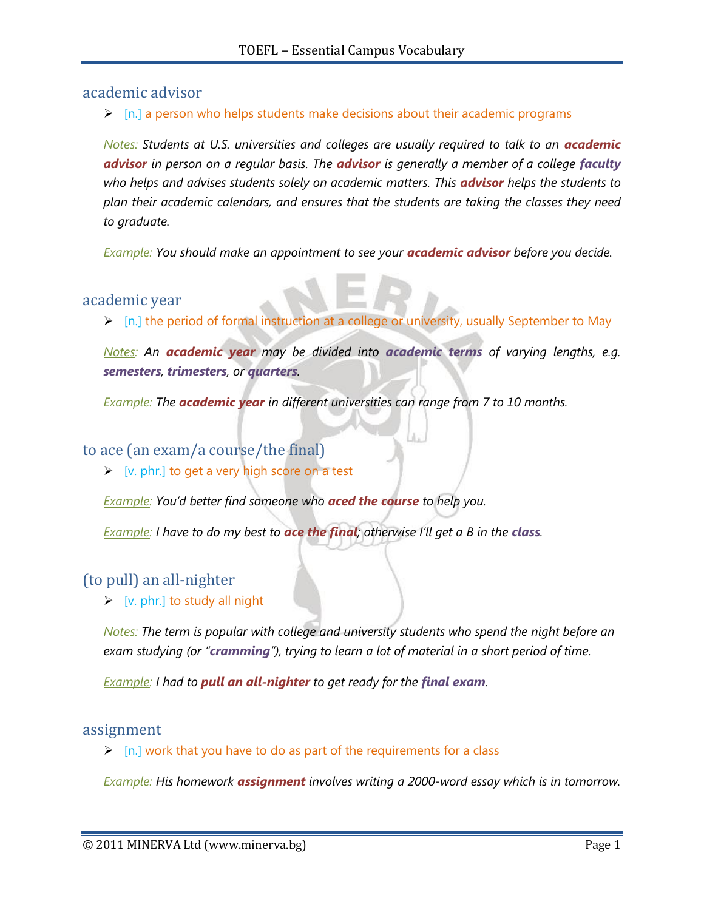## academic advisor

- [n.] a person who helps students make decisions about their academic programs

*Notes: Students at U.S. universities and colleges are usually required to talk to an **academic advisor** in person on a regular basis. The **advisor** is generally a member of a college **faculty** who helps and advises students solely on academic matters. This **advisor** helps the students to plan their academic calendars, and ensures that the students are taking the classes they need to graduate.*

*Example: You should make an appointment to see your **academic advisor** before you decide.*

## academic year

- [n.] the period of formal instruction at a college or university, usually September to May

*Notes: An **academic year** may be divided into **academic terms** of varying lengths, e.g. **semesters**, **trimesters**, or **quarters**.*

*Example: The **academic year** in different universities can range from 7 to 10 months.*

## to ace (an exam/a course/the final)

- [v. phr.] to get a very high score on a test

*Example: You'd better find someone who **aced the course** to help you.*

*Example: I have to do my best to **ace the final**; otherwise I'll get a B in the **class**.*

## (to pull) an all-nighter

- [v. phr.] to study all night

*Notes: The term is popular with college and university students who spend the night before an exam studying (or "**cramming**"), trying to learn a lot of material in a short period of time.*

*Example: I had to **pull an all-nighter** to get ready for the **final exam**.*

## assignment

- [n.] work that you have to do as part of the requirements for a class

*Example: His homework **assignment** involves writing a 2000-word essay which is in tomorrow.*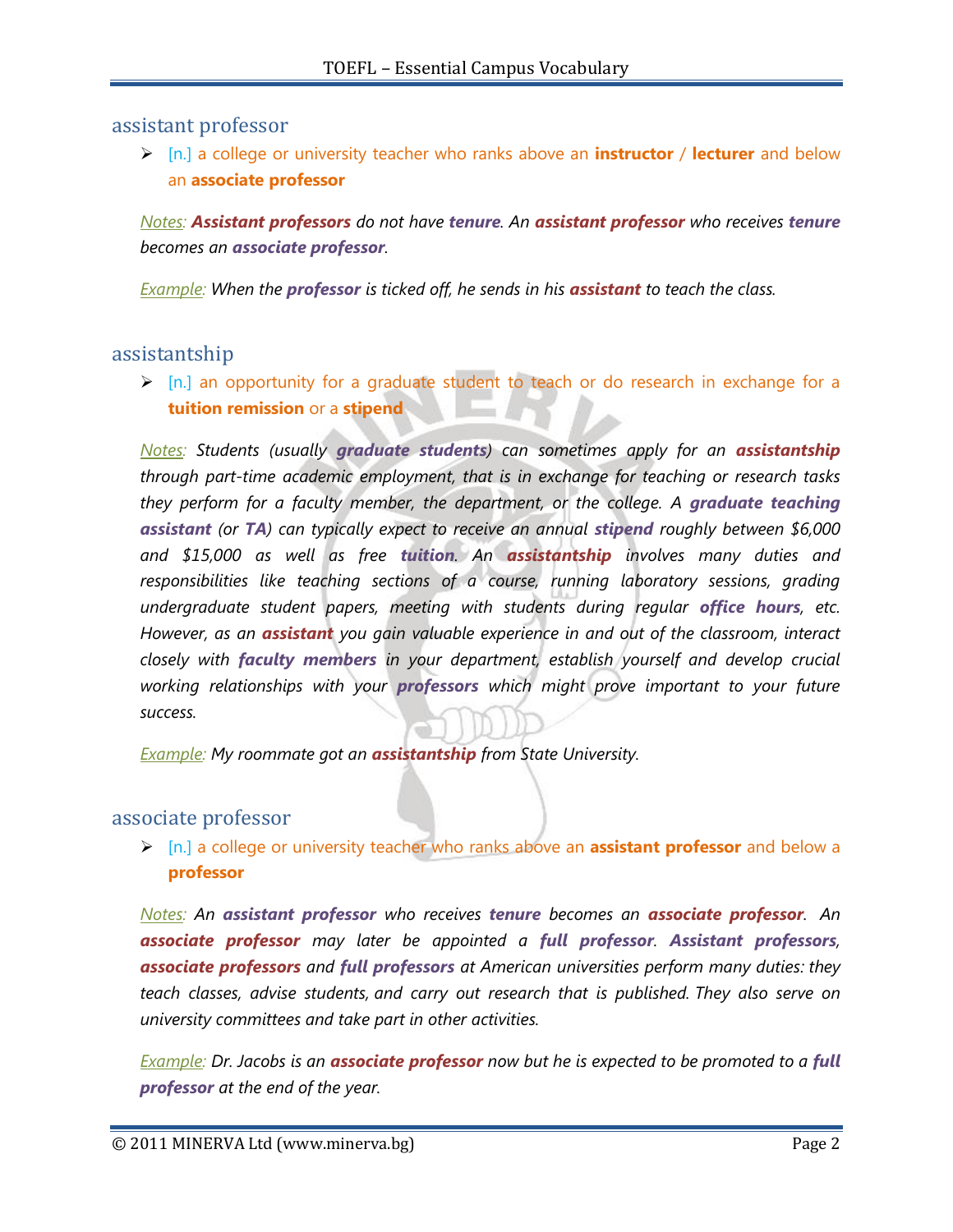## assistant professor

- [n.] a college or university teacher who ranks above an **instructor** / **lecturer** and below an **associate professor**

*Notes: **Assistant professors** do not have **tenure**. An **assistant professor** who receives **tenure** becomes an **associate professor**.*

*Example: When the **professor** is ticked off, he sends in his **assistant** to teach the class.*

## assistantship

- [n.] an opportunity for a graduate student to teach or do research in exchange for a **tuition remission** or a **stipend**

*Notes: Students (usually **graduate students**) can sometimes apply for an **assistantship** through part-time academic employment, that is in exchange for teaching or research tasks they perform for a faculty member, the department, or the college. A **graduate teaching assistant** (or **TA**) can typically expect to receive an annual **stipend** roughly between $6,000 and $15,000 as well as free **tuition**. An **assistantship** involves many duties and responsibilities like teaching sections of a course, running laboratory sessions, grading undergraduate student papers, meeting with students during regular **office hours**, etc. However, as an **assistant** you gain valuable experience in and out of the classroom, interact closely with **faculty members** in your department, establish yourself and develop crucial working relationships with your **professors** which might prove important to your future success.*

*Example: My roommate got an **assistantship** from State University.*

## associate professor

- [n.] a college or university teacher who ranks above an **assistant professor** and below a **professor**

*Notes: An **assistant professor** who receives **tenure** becomes an **associate professor**. An **associate professor** may later be appointed a **full professor**. **Assistant professors**, **associate professors** and **full professors** at American universities perform many duties: they teach classes, advise students, and carry out research that is published. They also serve on university committees and take part in other activities.*

*Example: Dr. Jacobs is an **associate professor** now but he is expected to be promoted to a **full professor** at the end of the year.*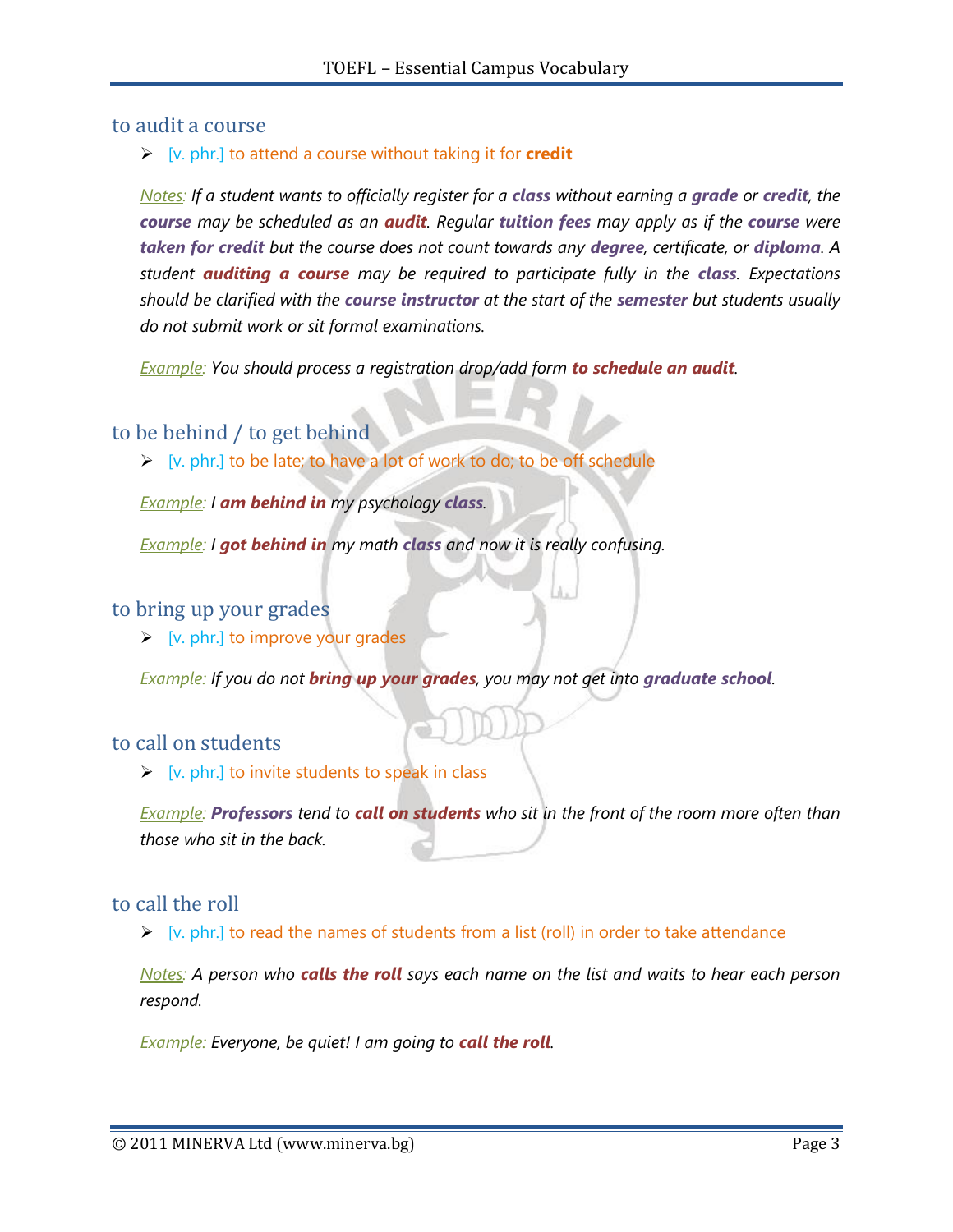## to audit a course

- [v. phr.] to attend a course without taking it for **credit**

*Notes: If a student wants to officially register for a **class** without earning a **grade** or **credit**, the **course** may be scheduled as an **audit**. Regular **tuition fees** may apply as if the **course** were **taken for credit** but the course does not count towards any **degree**, certificate, or **diploma**. A student **auditing a course** may be required to participate fully in the **class**. Expectations should be clarified with the **course instructor** at the start of the **semester** but students usually do not submit work or sit formal examinations.*

*Example: You should process a registration drop/add form **to schedule an audit**.*

## to be behind / to get behind

- [v. phr.] to be late; to have a lot of work to do; to be off schedule

*Example: I **am behind in** my psychology **class**.*

*Example: I **got behind in** my math **class** and now it is really confusing.*

## to bring up your grades

- [v. phr.] to improve your grades

*Example: If you do not **bring up your grades**, you may not get into **graduate school**.*

## to call on students

- [v. phr.] to invite students to speak in class

*Example: **Professors** tend to **call on students** who sit in the front of the room more often than those who sit in the back.*

## to call the roll

- [v. phr.] to read the names of students from a list (roll) in order to take attendance

*Notes: A person who **calls the roll** says each name on the list and waits to hear each person respond.*

*Example: Everyone, be quiet! I am going to **call the roll**.*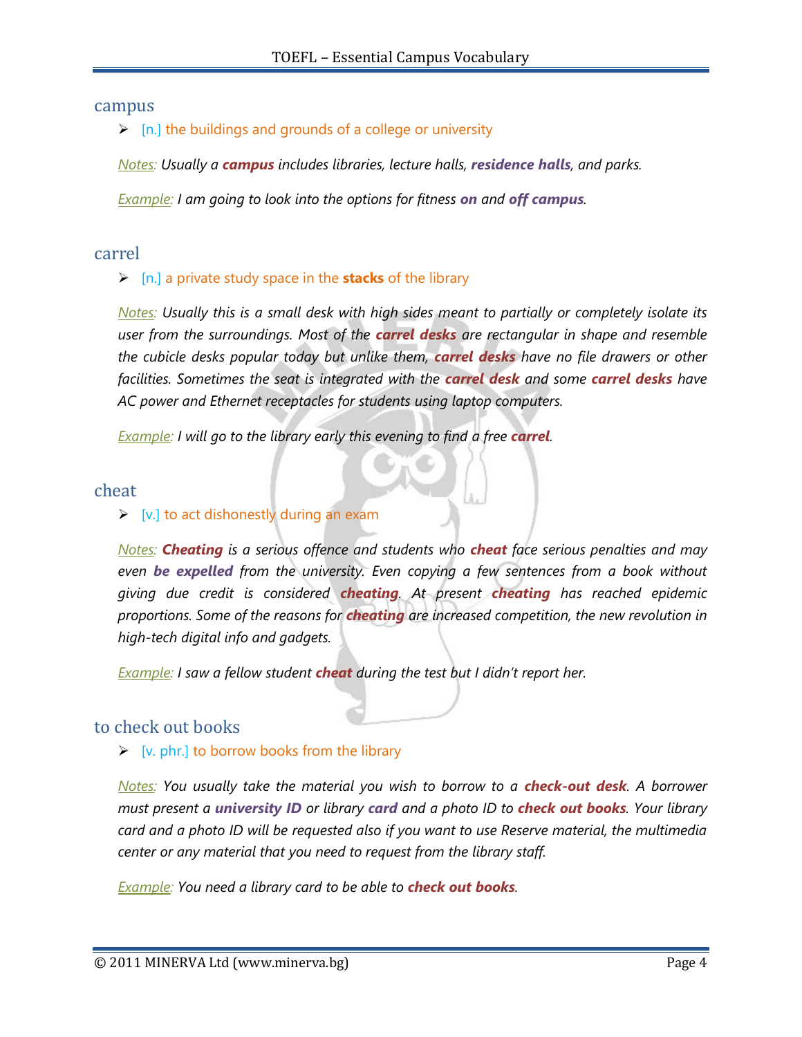## campus

- [n.] the buildings and grounds of a college or university

*Notes: Usually a **campus** includes libraries, lecture halls, **residence halls**, and parks.*

*Example: I am going to look into the options for fitness **on** and **off campus**.*

## carrel

- [n.] a private study space in the **stacks** of the library

*Notes: Usually this is a small desk with high sides meant to partially or completely isolate its user from the surroundings. Most of the **carrel desks** are rectangular in shape and resemble the cubicle desks popular today but unlike them, **carrel desks** have no file drawers or other facilities. Sometimes the seat is integrated with the **carrel desk** and some **carrel desks** have AC power and Ethernet receptacles for students using laptop computers.*

*Example: I will go to the library early this evening to find a free **carrel**.*

## cheat

- [v.] to act dishonestly during an exam

*Notes: **Cheating** is a serious offence and students who **cheat** face serious penalties and may even **be expelled** from the university. Even copying a few sentences from a book without giving due credit is considered **cheating**. At present **cheating** has reached epidemic proportions. Some of the reasons for **cheating** are increased competition, the new revolution in high-tech digital info and gadgets.*

*Example: I saw a fellow student **cheat** during the test but I didn't report her.*

## to check out books

- [v. phr.] to borrow books from the library

*Notes: You usually take the material you wish to borrow to a **check-out desk**. A borrower must present a **university ID** or library **card** and a photo ID to **check out books**. Your library card and a photo ID will be requested also if you want to use Reserve material, the multimedia center or any material that you need to request from the library staff.*

*Example: You need a library card to be able to **check out books**.*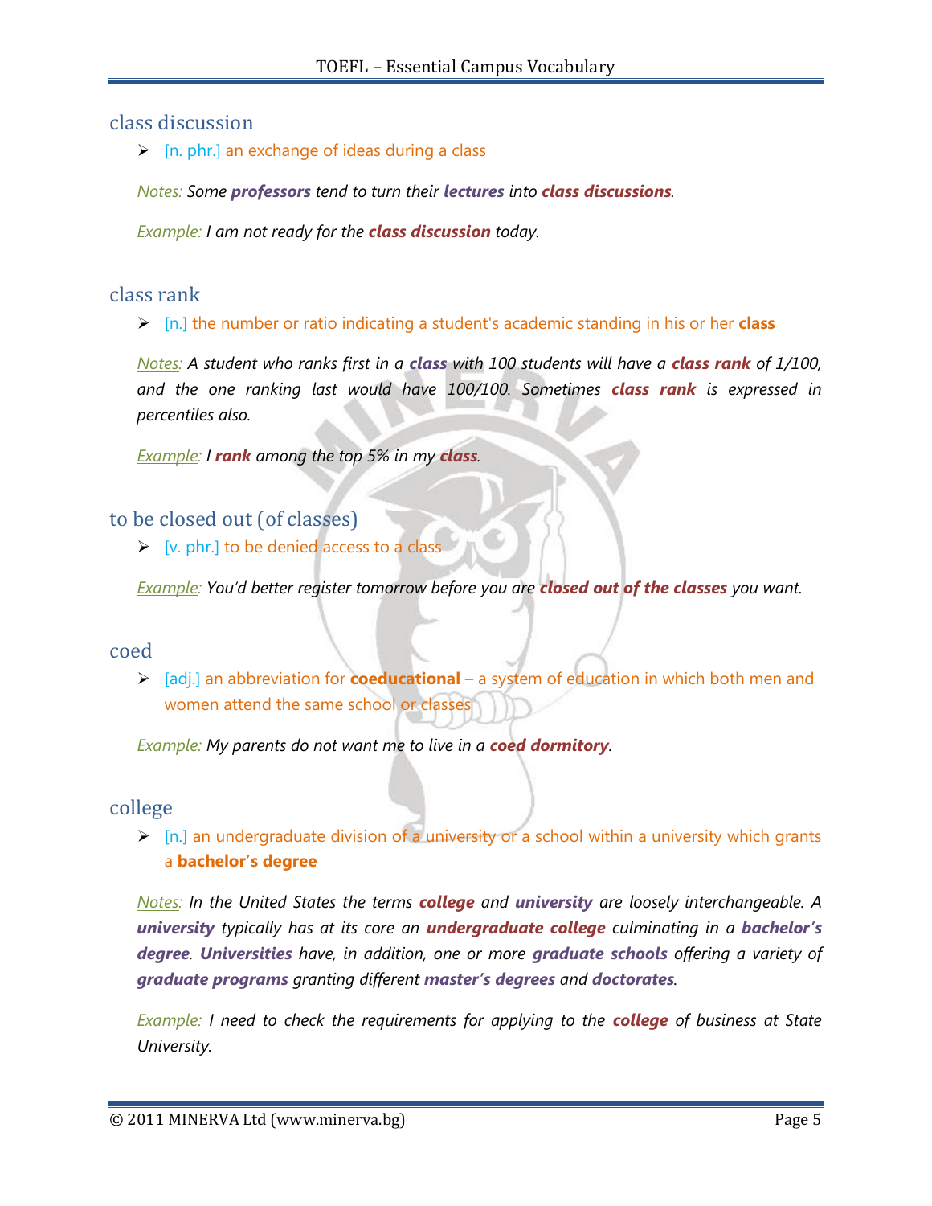## class discussion

- [n. phr.] an exchange of ideas during a class

*Notes: Some **professors** tend to turn their **lectures** into **class discussions**.*

*Example: I am not ready for the **class discussion** today.*

## class rank

- [n.] the number or ratio indicating a student's academic standing in his or her **class**

*Notes: A student who ranks first in a **class** with 100 students will have a **class rank** of 1/100, and the one ranking last would have 100/100. Sometimes **class rank** is expressed in percentiles also.*

*Example: I **rank** among the top 5% in my **class**.*

## to be closed out (of classes)

- [v. phr.] to be denied access to a class

*Example: You'd better register tomorrow before you are **closed out of the classes** you want.*

## coed

- [adj.] an abbreviation for **coeducational** – a system of education in which both men and women attend the same school or classes

*Example: My parents do not want me to live in a **coed dormitory**.*

## college

- [n.] an undergraduate division of a university or a school within a university which grants a **bachelor's degree**

*Notes: In the United States the terms **college** and **university** are loosely interchangeable. A **university** typically has at its core an **undergraduate college** culminating in a **bachelor's degree**. **Universities** have, in addition, one or more **graduate schools** offering a variety of **graduate programs** granting different **master's degrees** and **doctorates**.*

*Example: I need to check the requirements for applying to the **college** of business at State University.*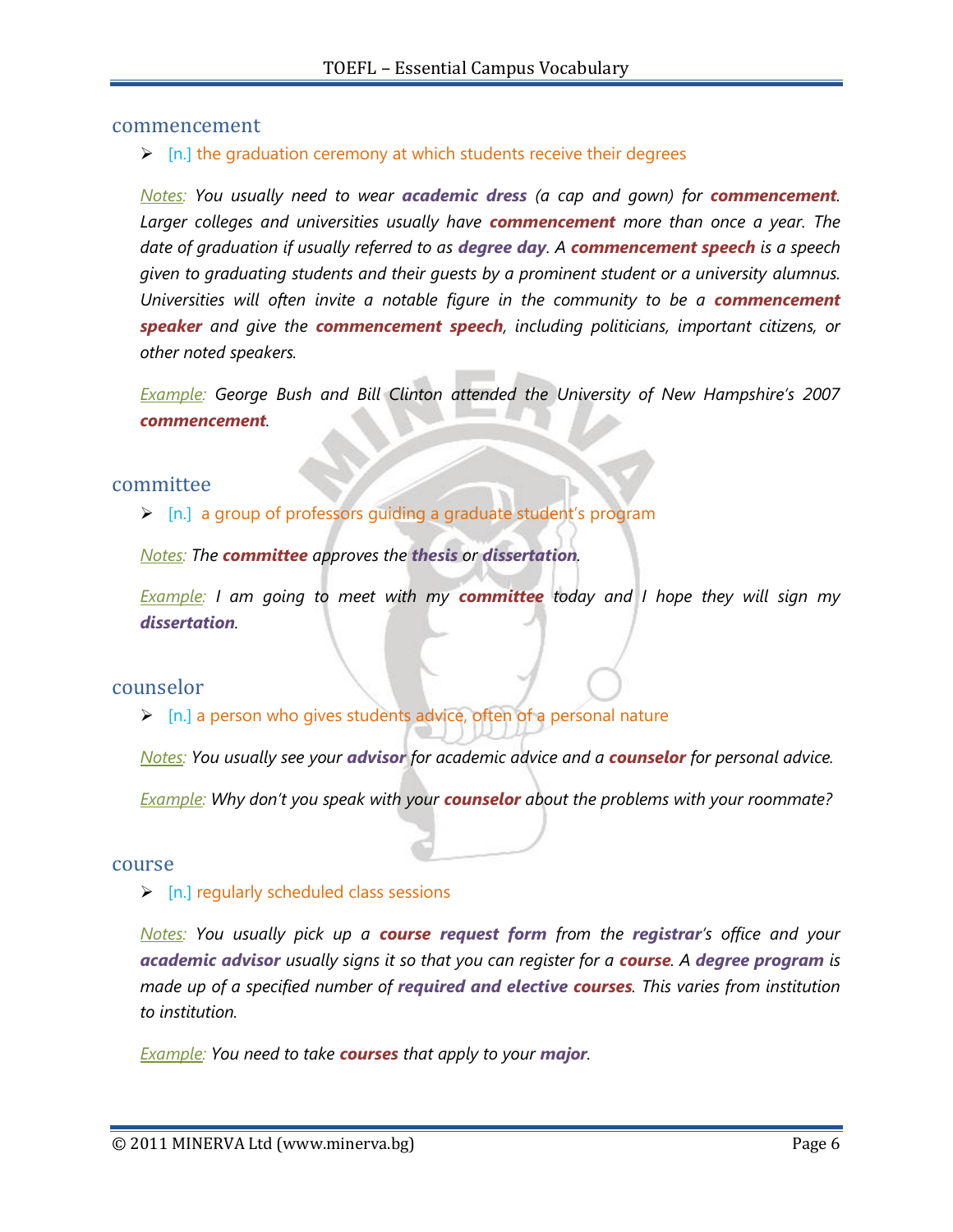## commencement

- [n.] the graduation ceremony at which students receive their degrees

*Notes: You usually need to wear **academic dress** (a cap and gown) for **commencement**. Larger colleges and universities usually have **commencement** more than once a year. The date of graduation if usually referred to as **degree day**. A **commencement speech** is a speech given to graduating students and their guests by a prominent student or a university alumnus. Universities will often invite a notable figure in the community to be a **commencement speaker** and give the **commencement speech**, including politicians, important citizens, or other noted speakers.*

*Example: George Bush and Bill Clinton attended the University of New Hampshire's 2007 **commencement**.*

## committee

- [n.] a group of professors guiding a graduate student's program

*Notes: The **committee** approves the **thesis** or **dissertation**.*

*Example: I am going to meet with my **committee** today and I hope they will sign my **dissertation**.*

## counselor

- [n.] a person who gives students advice, often of a personal nature

*Notes: You usually see your **advisor** for academic advice and a **counselor** for personal advice.*

*Example: Why don't you speak with your **counselor** about the problems with your roommate?*

## course

- [n.] regularly scheduled class sessions

*Notes: You usually pick up a **course request form** from the **registrar**'s office and your **academic advisor** usually signs it so that you can register for a **course**. A **degree program** is made up of a specified number of **required and elective courses**. This varies from institution to institution.*

*Example: You need to take **courses** that apply to your **major**.*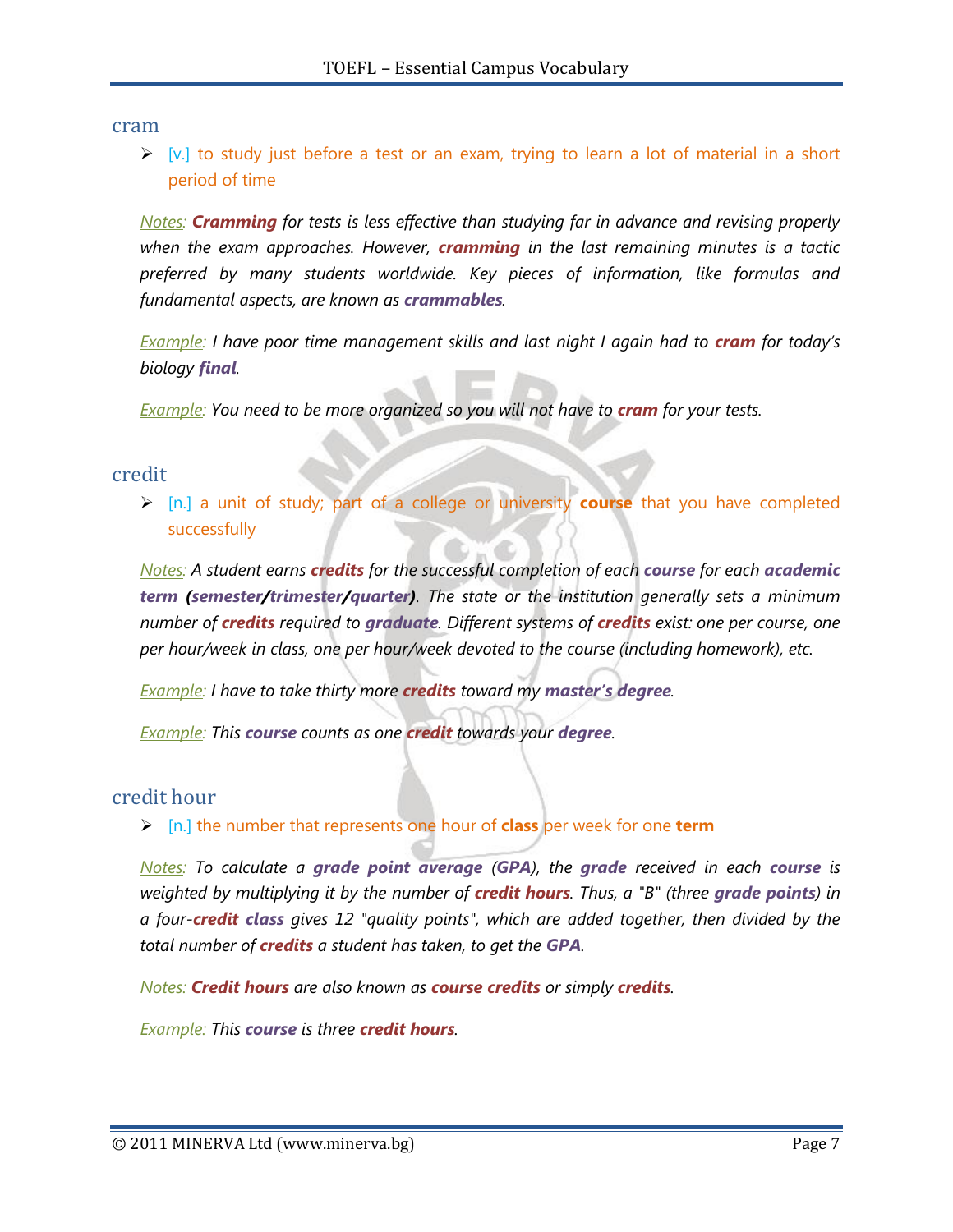## cram

- [v.] to study just before a test or an exam, trying to learn a lot of material in a short period of time

*Notes: **Cramming** for tests is less effective than studying far in advance and revising properly when the exam approaches. However, **cramming** in the last remaining minutes is a tactic preferred by many students worldwide. Key pieces of information, like formulas and fundamental aspects, are known as **crammables**.*

*Example: I have poor time management skills and last night I again had to **cram** for today's biology **final**.*

*Example: You need to be more organized so you will not have to **cram** for your tests.*

## credit

- [n.] a unit of study; part of a college or university **course** that you have completed successfully

*Notes: A student earns **credits** for the successful completion of each **course** for each **academic term (semester/trimester/quarter)**. The state or the institution generally sets a minimum number of **credits** required to **graduate**. Different systems of **credits** exist: one per course, one per hour/week in class, one per hour/week devoted to the course (including homework), etc.*

*Example: I have to take thirty more **credits** toward my **master's degree**.*

*Example: This **course** counts as one **credit** towards your **degree**.*

## credit hour

- [n.] the number that represents one hour of **class** per week for one **term**

*Notes: To calculate a **grade point average** (**GPA**), the **grade** received in each **course** is weighted by multiplying it by the number of **credit hours**. Thus, a "B" (three **grade points**) in a four-**credit class** gives 12 "quality points", which are added together, then divided by the total number of **credits** a student has taken, to get the **GPA**.*

*Notes: **Credit hours** are also known as **course credits** or simply **credits**.*

*Example: This **course** is three **credit hours**.*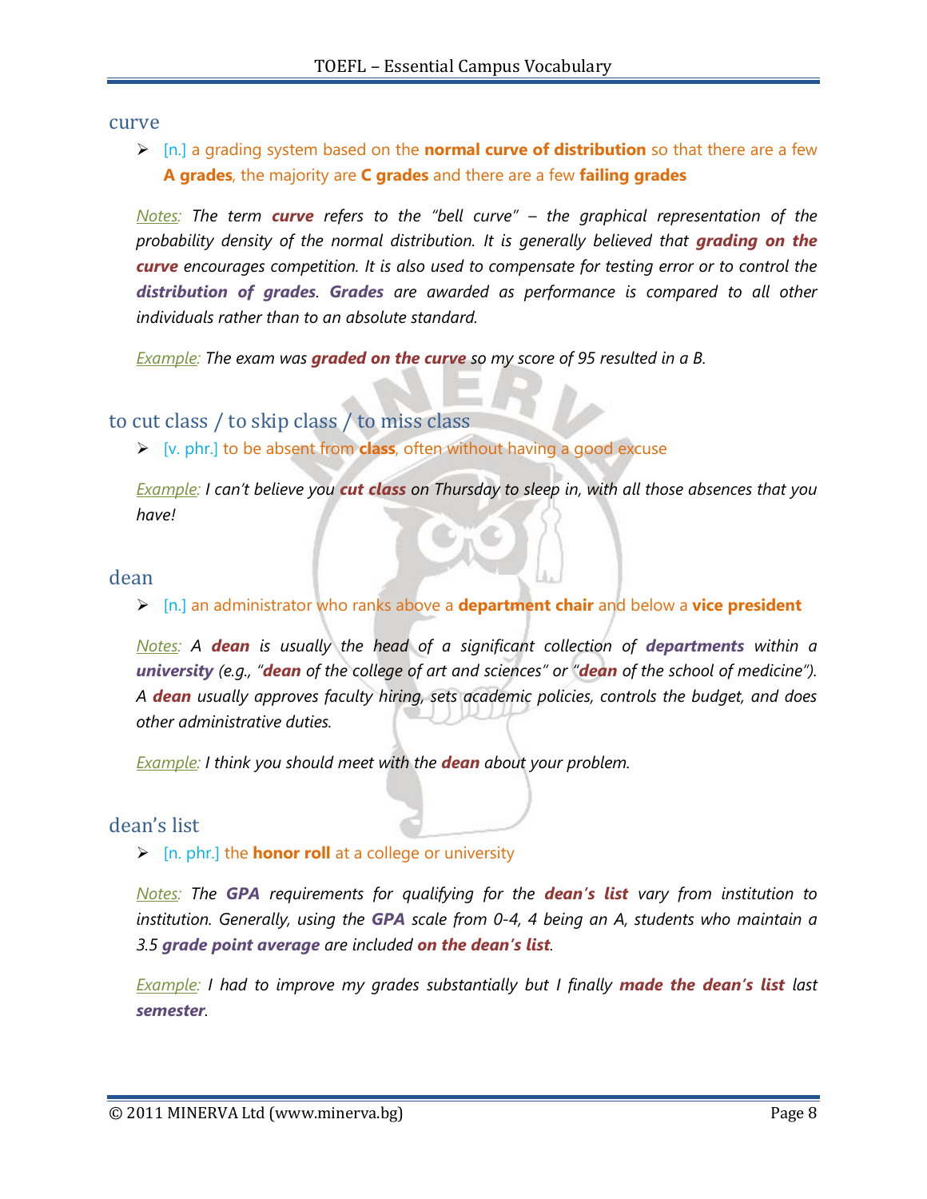## curve

- [n.] a grading system based on the **normal curve of distribution** so that there are a few **A grades**, the majority are **C grades** and there are a few **failing grades**

*Notes: The term **curve** refers to the "bell curve" – the graphical representation of the probability density of the normal distribution. It is generally believed that **grading on the curve** encourages competition. It is also used to compensate for testing error or to control the **distribution of grades**. **Grades** are awarded as performance is compared to all other individuals rather than to an absolute standard.*

*Example: The exam was **graded on the curve** so my score of 95 resulted in a B.*

## to cut class / to skip class / to miss class

- [v. phr.] to be absent from **class**, often without having a good excuse

*Example: I can't believe you **cut class** on Thursday to sleep in, with all those absences that you have!*

## dean

- [n.] an administrator who ranks above a **department chair** and below a **vice president**

*Notes: A **dean** is usually the head of a significant collection of **departments** within a **university** (e.g., "**dean** of the college of art and sciences" or "**dean** of the school of medicine"). A **dean** usually approves faculty hiring, sets academic policies, controls the budget, and does other administrative duties.*

*Example: I think you should meet with the **dean** about your problem.*

## dean's list

- [n. phr.] the **honor roll** at a college or university

*Notes: The **GPA** requirements for qualifying for the **dean's list** vary from institution to institution. Generally, using the **GPA** scale from 0-4, 4 being an A, students who maintain a 3.5 **grade point average** are included **on the dean's list**.*

*Example: I had to improve my grades substantially but I finally **made the dean's list** last **semester**.*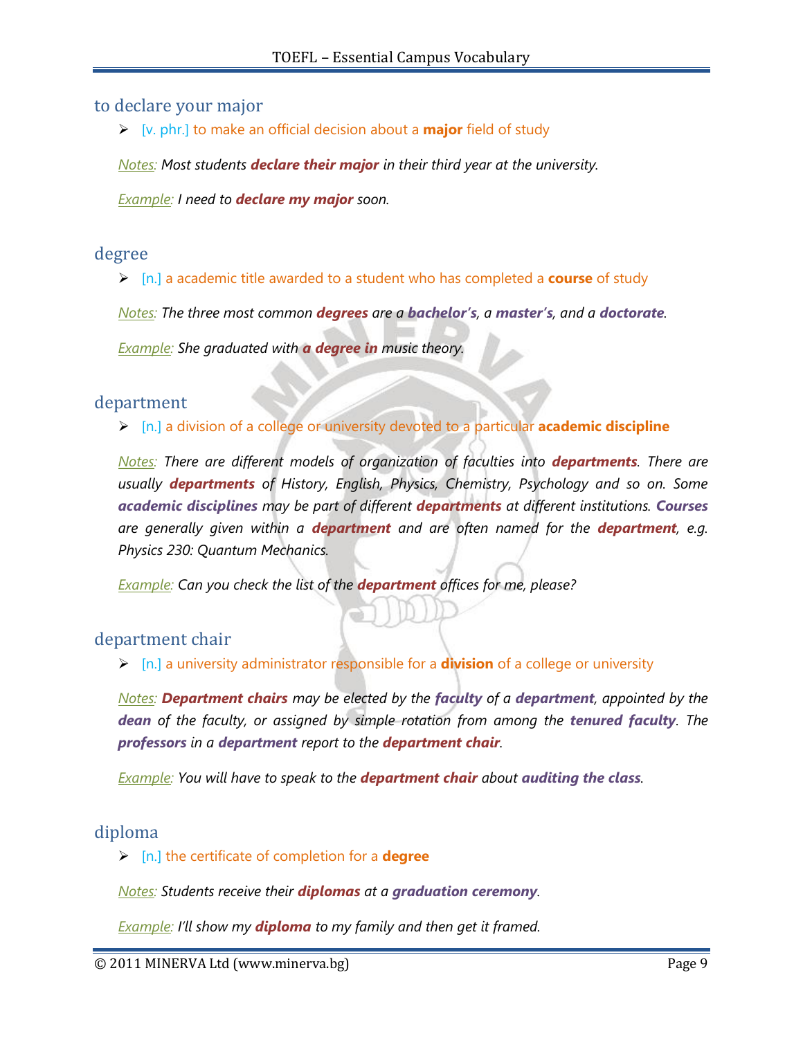## to declare your major

- [v. phr.] to make an official decision about a **major** field of study

*Notes: Most students **declare their major** in their third year at the university.*

*Example: I need to **declare my major** soon.*

## degree

- [n.] a academic title awarded to a student who has completed a **course** of study

*Notes: The three most common **degrees** are a **bachelor's**, a **master's**, and a **doctorate**.*

*Example: She graduated with **a degree in** music theory.*

## department

- [n.] a division of a college or university devoted to a particular **academic discipline**

*Notes: There are different models of organization of faculties into **departments**. There are usually **departments** of History, English, Physics, Chemistry, Psychology and so on. Some **academic disciplines** may be part of different **departments** at different institutions. **Courses** are generally given within a **department** and are often named for the **department**, e.g. Physics 230: Quantum Mechanics.*

*Example: Can you check the list of the **department** offices for me, please?*

## department chair

- [n.] a university administrator responsible for a **division** of a college or university

*Notes: **Department chairs** may be elected by the **faculty** of a **department**, appointed by the **dean** of the faculty, or assigned by simple rotation from among the **tenured faculty**. The **professors** in a **department** report to the **department chair**.*

*Example: You will have to speak to the **department chair** about **auditing the class**.*

## diploma

- [n.] the certificate of completion for a **degree**

*Notes: Students receive their **diplomas** at a **graduation ceremony**.*

*Example: I'll show my **diploma** to my family and then get it framed.*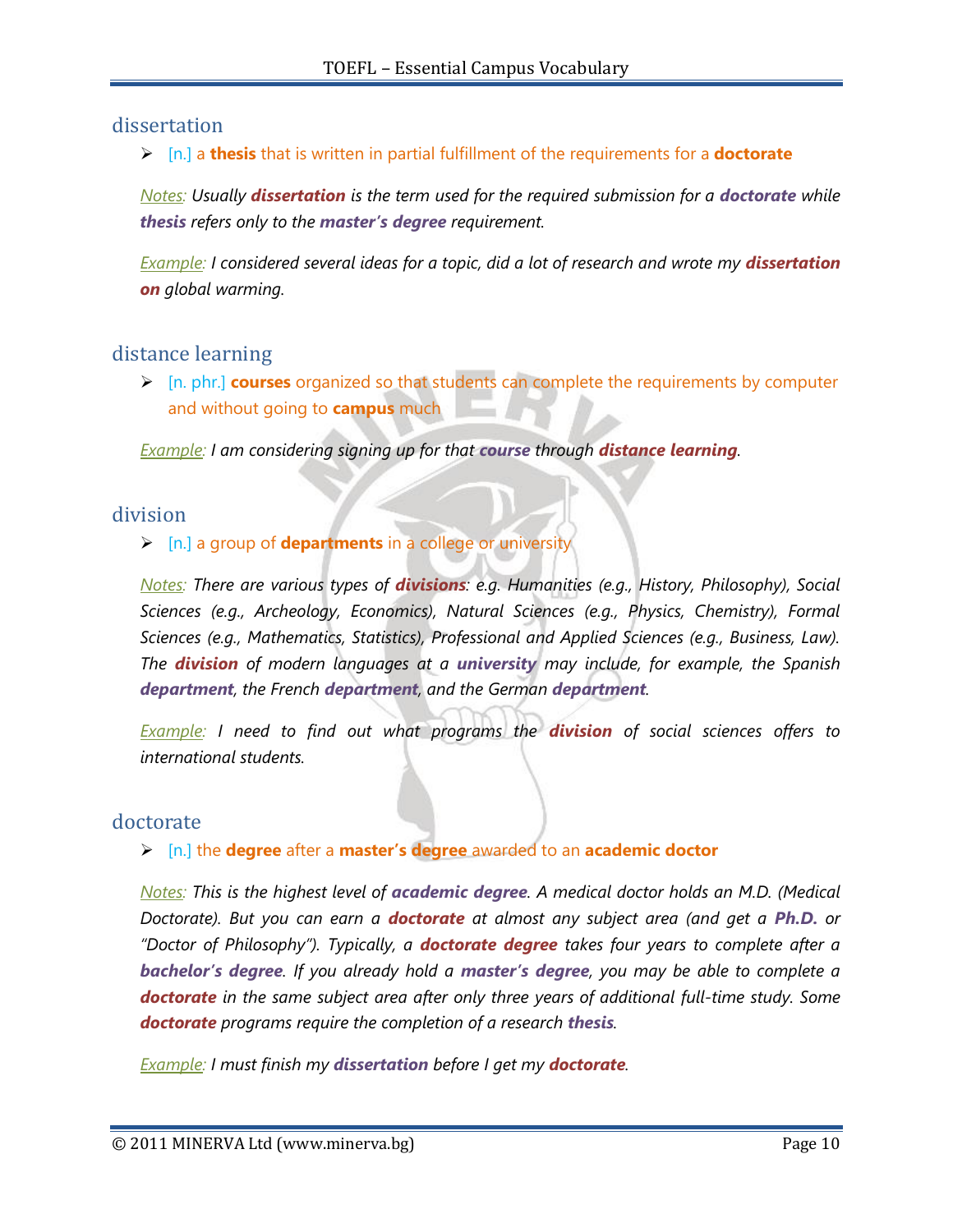## dissertation

- [n.] a **thesis** that is written in partial fulfillment of the requirements for a **doctorate**

Notes: *Usually **dissertation** is the term used for the required submission for a **doctorate** while **thesis** refers only to the **master's degree** requirement.*

Example: *I considered several ideas for a topic, did a lot of research and wrote my **dissertation on** global warming.*

## distance learning

- [n. phr.] **courses** organized so that students can complete the requirements by computer and without going to **campus** much

Example: *I am considering signing up for that **course** through **distance learning**.*

## division

- [n.] a group of **departments** in a college or university

Notes: *There are various types of **divisions**: e.g. Humanities (e.g., History, Philosophy), Social Sciences (e.g., Archeology, Economics), Natural Sciences (e.g., Physics, Chemistry), Formal Sciences (e.g., Mathematics, Statistics), Professional and Applied Sciences (e.g., Business, Law). The **division** of modern languages at a **university** may include, for example, the Spanish **department**, the French **department**, and the German **department**.*

Example: *I need to find out what programs the **division** of social sciences offers to international students.*

## doctorate

- [n.] the **degree** after a **master's degree** awarded to an **academic doctor**

Notes: *This is the highest level of **academic degree**. A medical doctor holds an M.D. (Medical Doctorate). But you can earn a **doctorate** at almost any subject area (and get a **Ph.D.** or "Doctor of Philosophy"). Typically, a **doctorate degree** takes four years to complete after a **bachelor's degree**. If you already hold a **master's degree**, you may be able to complete a **doctorate** in the same subject area after only three years of additional full-time study. Some **doctorate** programs require the completion of a research **thesis**.*

Example: *I must finish my **dissertation** before I get my **doctorate**.*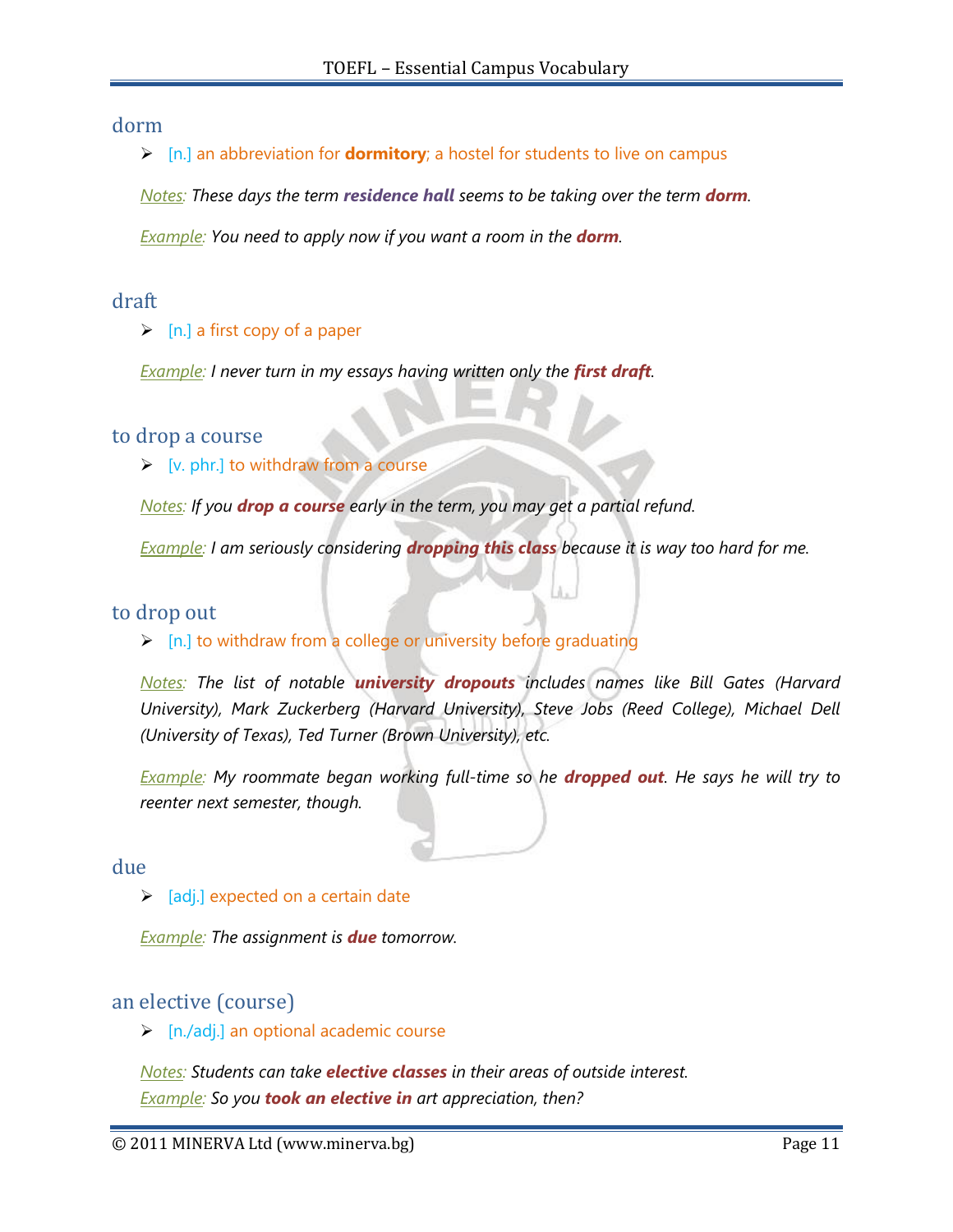## dorm

- [n.] an abbreviation for **dormitory**; a hostel for students to live on campus

*Notes: These days the term **residence hall** seems to be taking over the term **dorm**.*

*Example: You need to apply now if you want a room in the **dorm**.*

## draft

- [n.] a first copy of a paper

*Example: I never turn in my essays having written only the **first draft**.*

## to drop a course

- [v. phr.] to withdraw from a course

*Notes: If you **drop a course** early in the term, you may get a partial refund.*

*Example: I am seriously considering **dropping this class** because it is way too hard for me.*

## to drop out

- [n.] to withdraw from a college or university before graduating

*Notes: The list of notable **university dropouts** includes names like Bill Gates (Harvard University), Mark Zuckerberg (Harvard University), Steve Jobs (Reed College), Michael Dell (University of Texas), Ted Turner (Brown University), etc.*

*Example: My roommate began working full-time so he **dropped out**. He says he will try to reenter next semester, though.*

## due

- [adj.] expected on a certain date

*Example: The assignment is **due** tomorrow.*

## an elective (course)

- [n./adj.] an optional academic course

*Notes: Students can take **elective classes** in their areas of outside interest.*
*Example: So you **took an elective in** art appreciation, then?*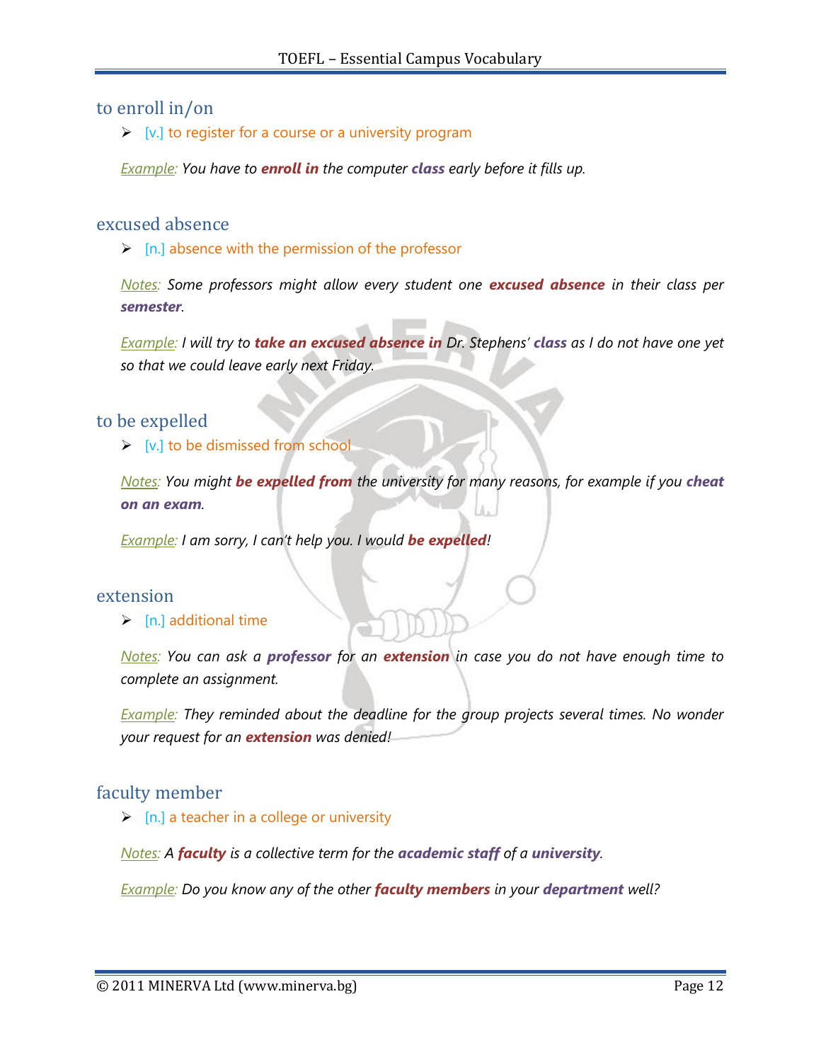## to enroll in/on

- [v.] to register for a course or a university program

*Example: You have to **enroll in** the computer **class** early before it fills up.*

## excused absence

- [n.] absence with the permission of the professor

*Notes: Some professors might allow every student one **excused absence** in their class per **semester**.*

*Example: I will try to **take an excused absence in** Dr. Stephens' **class** as I do not have one yet so that we could leave early next Friday.*

## to be expelled

- [v.] to be dismissed from school

*Notes: You might **be expelled from** the university for many reasons, for example if you **cheat on an exam**.*

*Example: I am sorry, I can't help you. I would **be expelled**!*

## extension

- [n.] additional time

*Notes: You can ask a **professor** for an **extension** in case you do not have enough time to complete an assignment.*

*Example: They reminded about the deadline for the group projects several times. No wonder your request for an **extension** was denied!*

## faculty member

- [n.] a teacher in a college or university

*Notes: A **faculty** is a collective term for the **academic staff** of a **university**.*

*Example: Do you know any of the other **faculty members** in your **department** well?*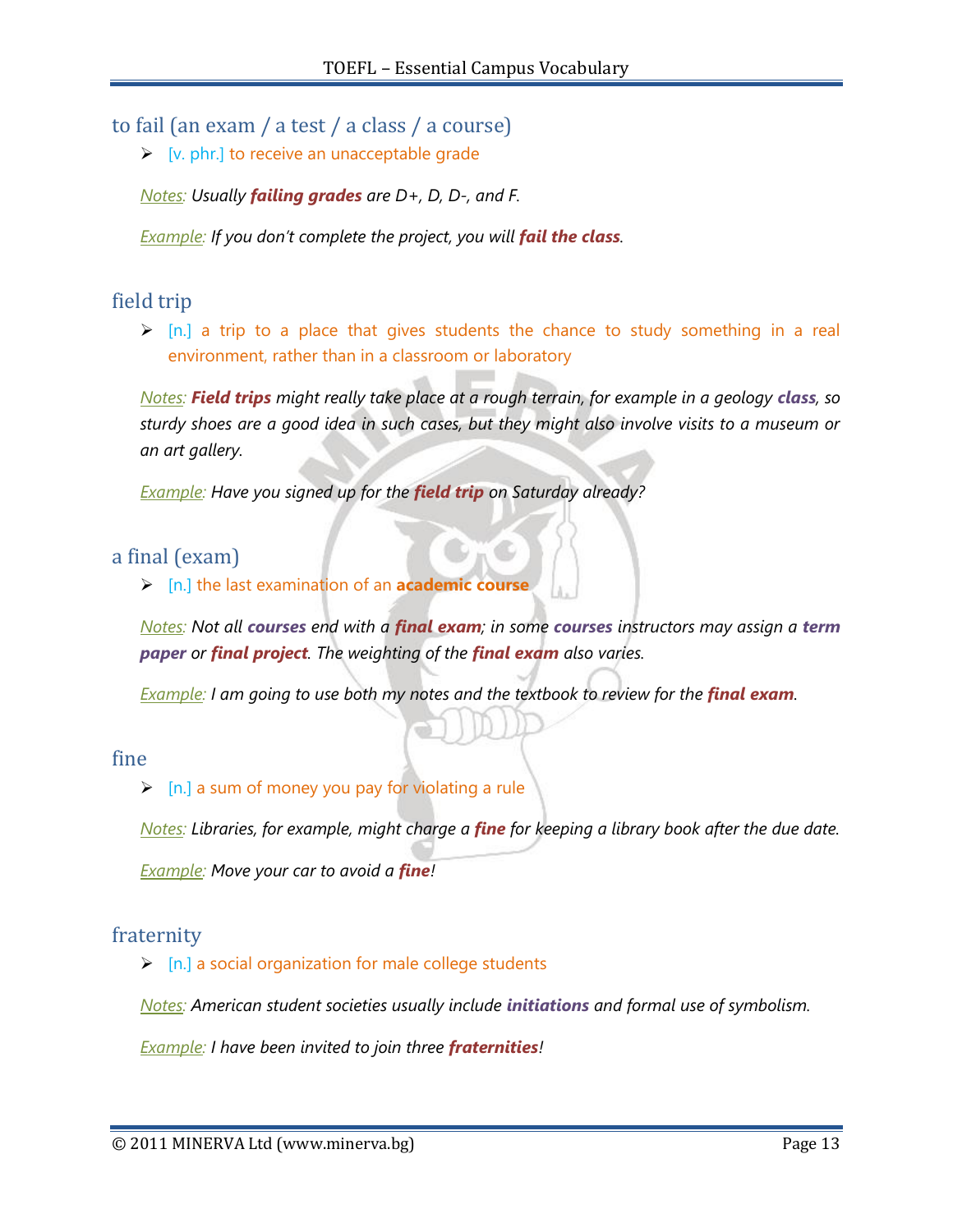## to fail (an exam / a test / a class / a course)

- [v. phr.] to receive an unacceptable grade

*Notes: Usually **failing grades** are D+, D, D-, and F.*

*Example: If you don't complete the project, you will **fail the class**.*

## field trip

- [n.] a trip to a place that gives students the chance to study something in a real environment, rather than in a classroom or laboratory

*Notes: **Field trips** might really take place at a rough terrain, for example in a geology **class**, so sturdy shoes are a good idea in such cases, but they might also involve visits to a museum or an art gallery.*

*Example: Have you signed up for the **field trip** on Saturday already?*

## a final (exam)

- [n.] the last examination of an **academic course**

*Notes: Not all **courses** end with a **final exam**; in some **courses** instructors may assign a **term paper** or **final project**. The weighting of the **final exam** also varies.*

*Example: I am going to use both my notes and the textbook to review for the **final exam**.*

## fine

- [n.] a sum of money you pay for violating a rule

*Notes: Libraries, for example, might charge a **fine** for keeping a library book after the due date.*

*Example: Move your car to avoid a **fine**!*

## fraternity

- [n.] a social organization for male college students

*Notes: American student societies usually include **initiations** and formal use of symbolism.*

*Example: I have been invited to join three **fraternities**!*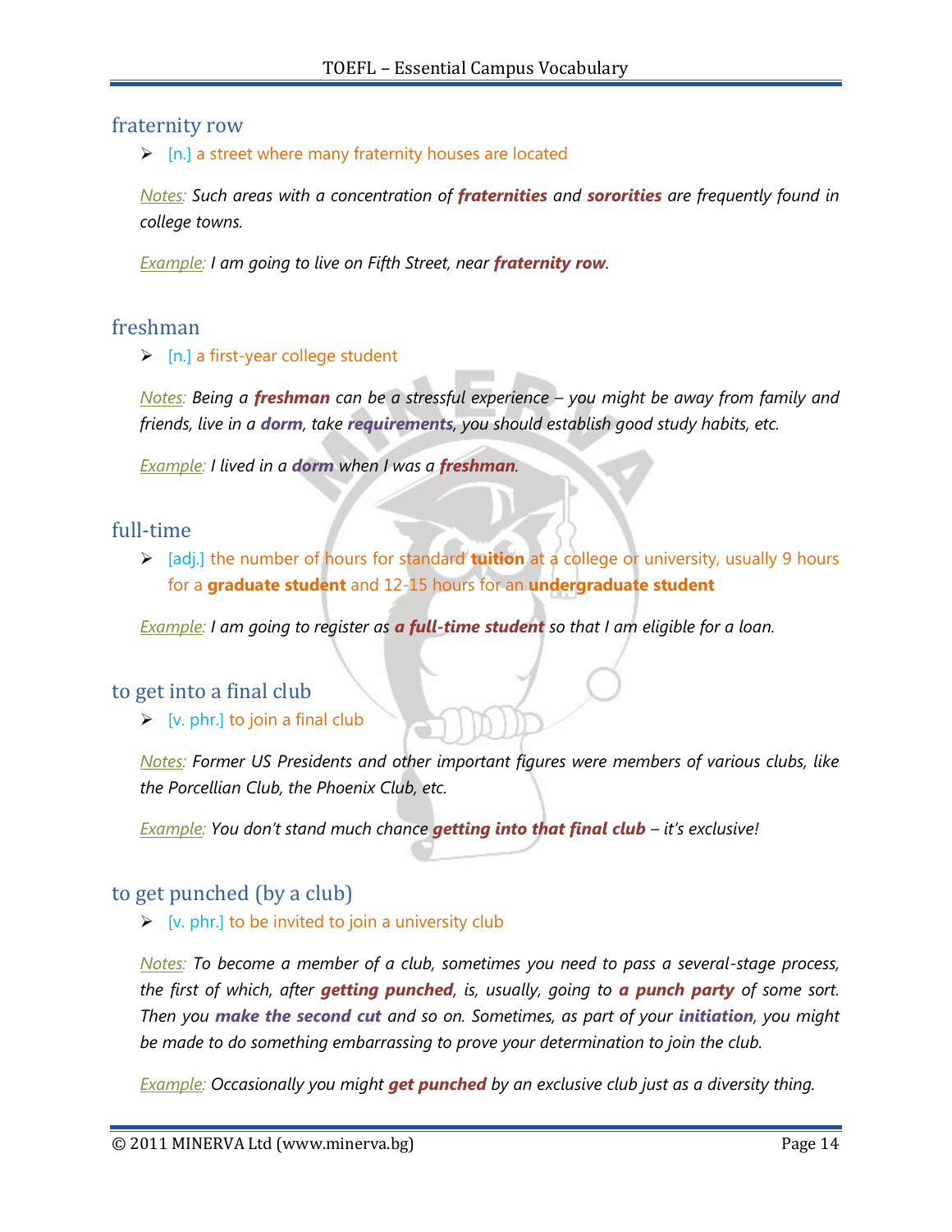## fraternity row

- [n.] a street where many fraternity houses are located

*Notes: Such areas with a concentration of **fraternities** and **sororities** are frequently found in college towns.*

*Example: I am going to live on Fifth Street, near **fraternity row**.*

## freshman

- [n.] a first-year college student

*Notes: Being a **freshman** can be a stressful experience – you might be away from family and friends, live in a **dorm**, take **requirements**, you should establish good study habits, etc.*

*Example: I lived in a **dorm** when I was a **freshman**.*

## full-time

- [adj.] the number of hours for standard **tuition** at a college or university, usually 9 hours for a **graduate student** and 12-15 hours for an **undergraduate student**

*Example: I am going to register as **a full-time student** so that I am eligible for a loan.*

## to get into a final club

- [v. phr.] to join a final club

*Notes: Former US Presidents and other important figures were members of various clubs, like the Porcellian Club, the Phoenix Club, etc.*

*Example: You don't stand much chance **getting into that final club** – it's exclusive!*

## to get punched (by a club)

- [v. phr.] to be invited to join a university club

*Notes: To become a member of a club, sometimes you need to pass a several-stage process, the first of which, after **getting punched**, is, usually, going to **a punch party** of some sort. Then you **make the second cut** and so on. Sometimes, as part of your **initiation**, you might be made to do something embarrassing to prove your determination to join the club.*

*Example: Occasionally you might **get punched** by an exclusive club just as a diversity thing.*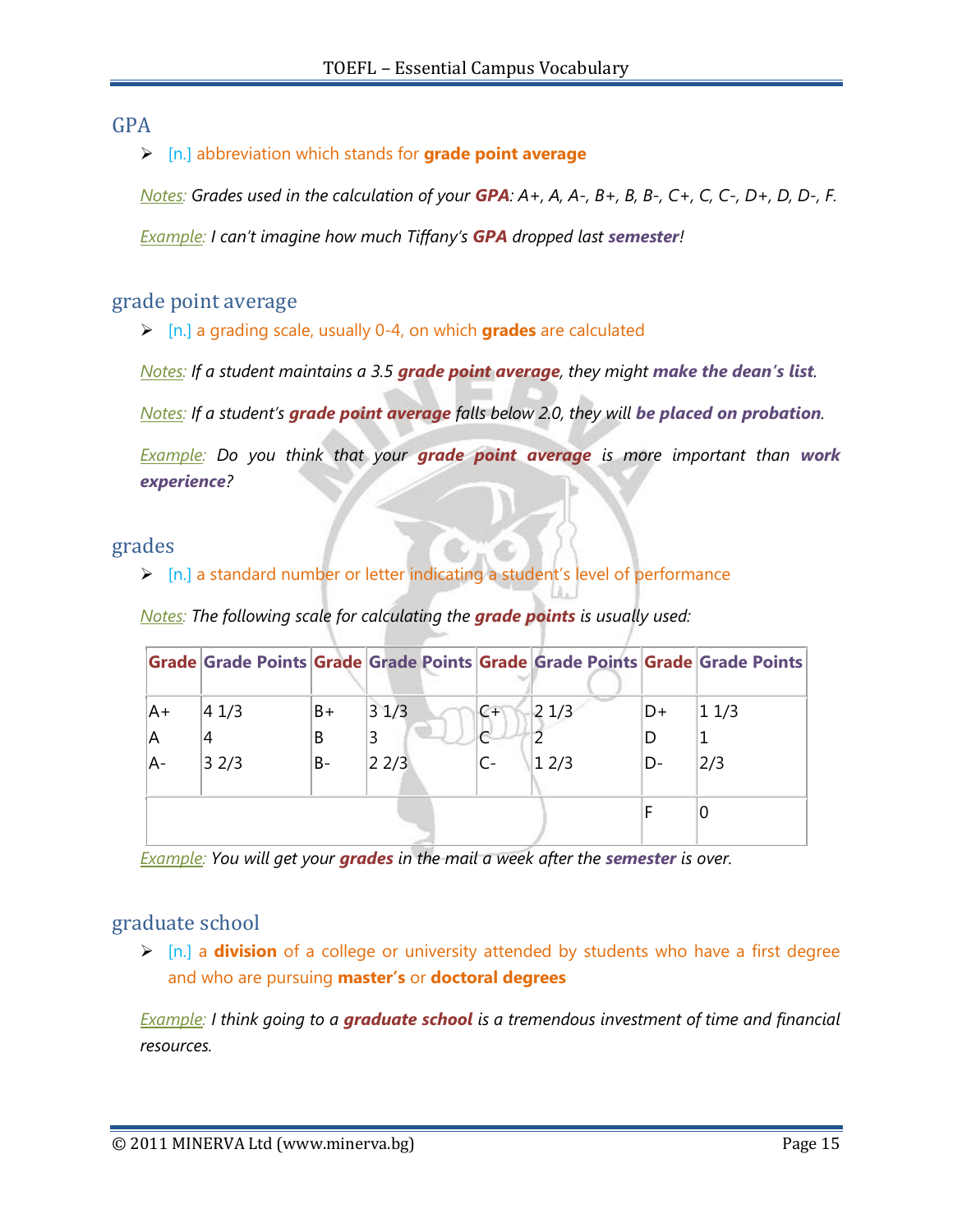## GPA

- [n.] abbreviation which stands for **grade point average**

*Notes: Grades used in the calculation of your **GPA**: A+, A, A-, B+, B, B-, C+, C, C-, D+, D, D-, F.*

*Example: I can't imagine how much Tiffany's **GPA** dropped last **semester**!*

## grade point average

- [n.] a grading scale, usually 0-4, on which **grades** are calculated

*Notes: If a student maintains a 3.5 **grade point average**, they might **make the dean's list**.*

*Notes: If a student's **grade point average** falls below 2.0, they will **be placed on probation**.*

*Example: Do you think that your **grade point average** is more important than **work experience**?*

## grades

- [n.] a standard number or letter indicating a student's level of performance

*Notes: The following scale for calculating the **grade points** is usually used:*

| Grade | Grade Points | Grade | Grade Points | Grade | Grade Points | Grade | Grade Points |
|---|---|---|---|---|---|---|---|
| A+ | 4 1/3 | B+ | 3 1/3 | C+ | 2 1/3 | D+ | 1 1/3 |
| A | 4 | B | 3 | C | 2 | D | 1 |
| A- | 3 2/3 | B- | 2 2/3 | C- | 1 2/3 | D- | 2/3 |
| | | | | | | F | 0 |

*Example: You will get your **grades** in the mail a week after the **semester** is over.*

## graduate school

- [n.] a **division** of a college or university attended by students who have a first degree and who are pursuing **master's** or **doctoral degrees**

*Example: I think going to a **graduate school** is a tremendous investment of time and financial resources.*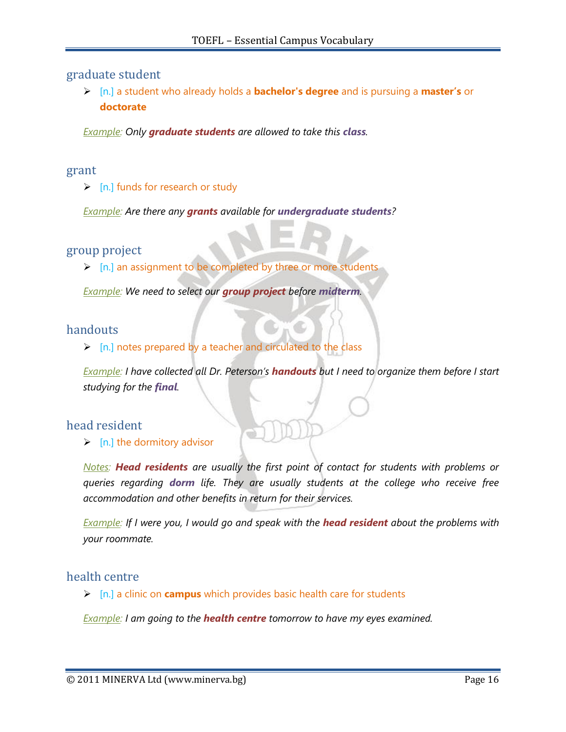## graduate student

- [n.] a student who already holds a **bachelor's degree** and is pursuing a **master's** or **doctorate**

*Example: Only **graduate students** are allowed to take this **class**.*

## grant

- [n.] funds for research or study

*Example: Are there any **grants** available for **undergraduate students**?*

## group project

- [n.] an assignment to be completed by three or more students

*Example: We need to select our **group project** before **midterm**.*

## handouts

- [n.] notes prepared by a teacher and circulated to the class

*Example: I have collected all Dr. Peterson's **handouts** but I need to organize them before I start studying for the **final**.*

## head resident

- [n.] the dormitory advisor

*Notes: **Head residents** are usually the first point of contact for students with problems or queries regarding **dorm** life. They are usually students at the college who receive free accommodation and other benefits in return for their services.*

*Example: If I were you, I would go and speak with the **head resident** about the problems with your roommate.*

## health centre

- [n.] a clinic on **campus** which provides basic health care for students

*Example: I am going to the **health centre** tomorrow to have my eyes examined.*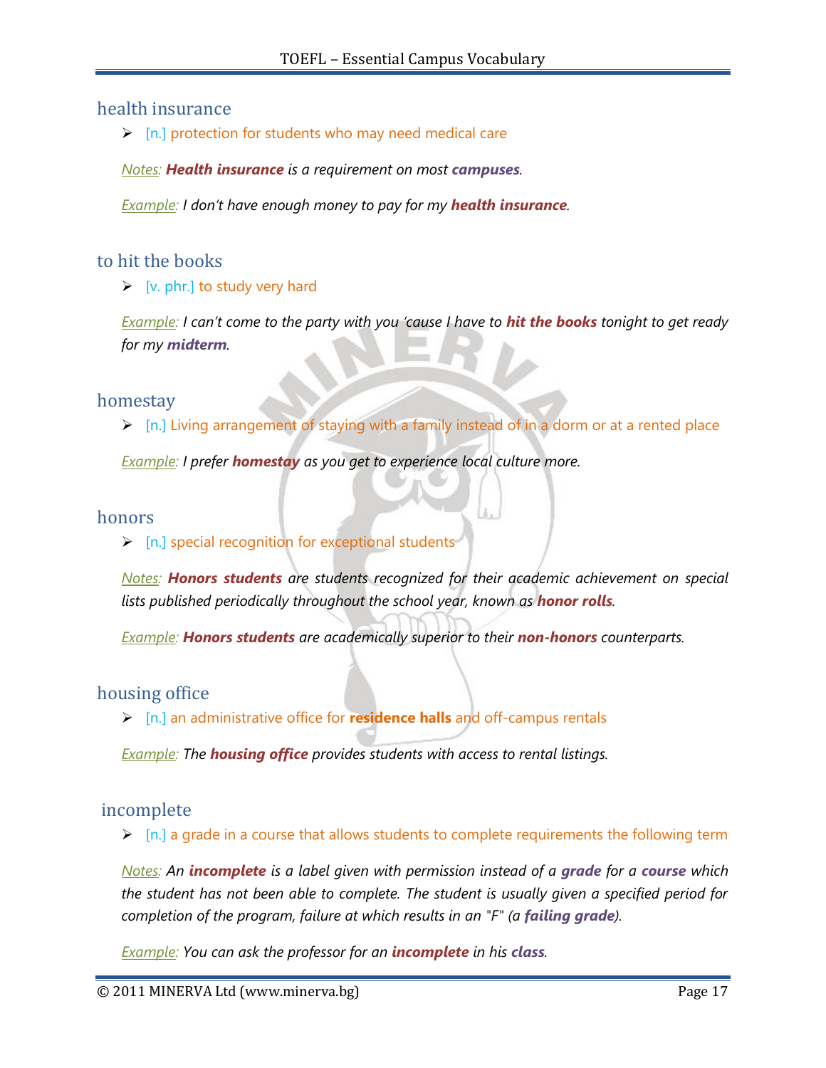## health insurance

- [n.] protection for students who may need medical care

*Notes: **Health insurance** is a requirement on most **campuses**.*

*Example: I don't have enough money to pay for my **health insurance**.*

## to hit the books

- [v. phr.] to study very hard

*Example: I can't come to the party with you 'cause I have to **hit the books** tonight to get ready for my **midterm**.*

## homestay

- [n.] Living arrangement of staying with a family instead of in a dorm or at a rented place

*Example: I prefer **homestay** as you get to experience local culture more.*

## honors

- [n.] special recognition for exceptional students

*Notes: **Honors students** are students recognized for their academic achievement on special lists published periodically throughout the school year, known as **honor rolls**.*

*Example: **Honors students** are academically superior to their **non-honors** counterparts.*

## housing office

- [n.] an administrative office for **residence halls** and off-campus rentals

*Example: The **housing office** provides students with access to rental listings.*

## incomplete

- [n.] a grade in a course that allows students to complete requirements the following term

*Notes: An **incomplete** is a label given with permission instead of a **grade** for a **course** which the student has not been able to complete. The student is usually given a specified period for completion of the program, failure at which results in an "F" (a **failing grade**).*

*Example: You can ask the professor for an **incomplete** in his **class**.*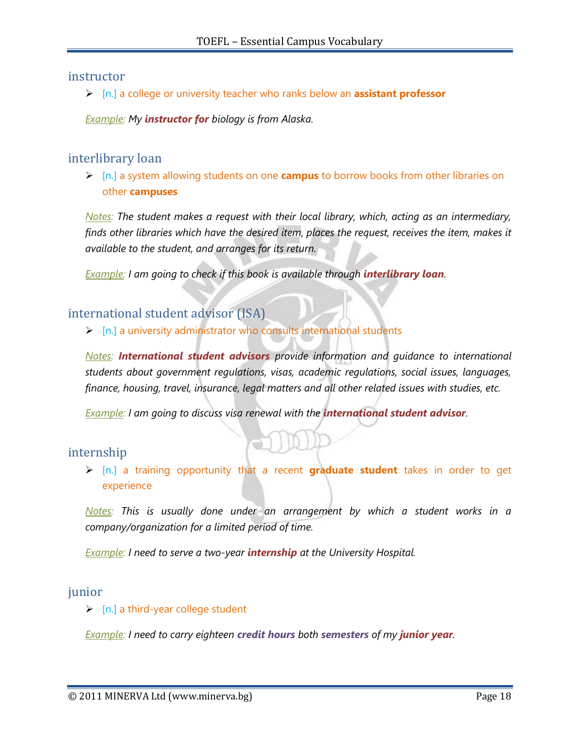## instructor

- [n.] a college or university teacher who ranks below an **assistant professor**

*Example: My **instructor for** biology is from Alaska.*

## interlibrary loan

- [n.] a system allowing students on one **campus** to borrow books from other libraries on other **campuses**

*Notes: The student makes a request with their local library, which, acting as an intermediary, finds other libraries which have the desired item, places the request, receives the item, makes it available to the student, and arranges for its return.*

*Example: I am going to check if this book is available through **interlibrary loan**.*

## international student advisor (ISA)

- [n.] a university administrator who consults international students

*Notes: **International student advisors** provide information and guidance to international students about government regulations, visas, academic regulations, social issues, languages, finance, housing, travel, insurance, legal matters and all other related issues with studies, etc.*

*Example: I am going to discuss visa renewal with the **international student advisor**.*

## internship

- [n.] a training opportunity that a recent **graduate student** takes in order to get experience

*Notes: This is usually done under an arrangement by which a student works in a company/organization for a limited period of time.*

*Example: I need to serve a two-year **internship** at the University Hospital.*

## junior

- [n.] a third-year college student

*Example: I need to carry eighteen **credit hours** both **semesters** of my **junior year**.*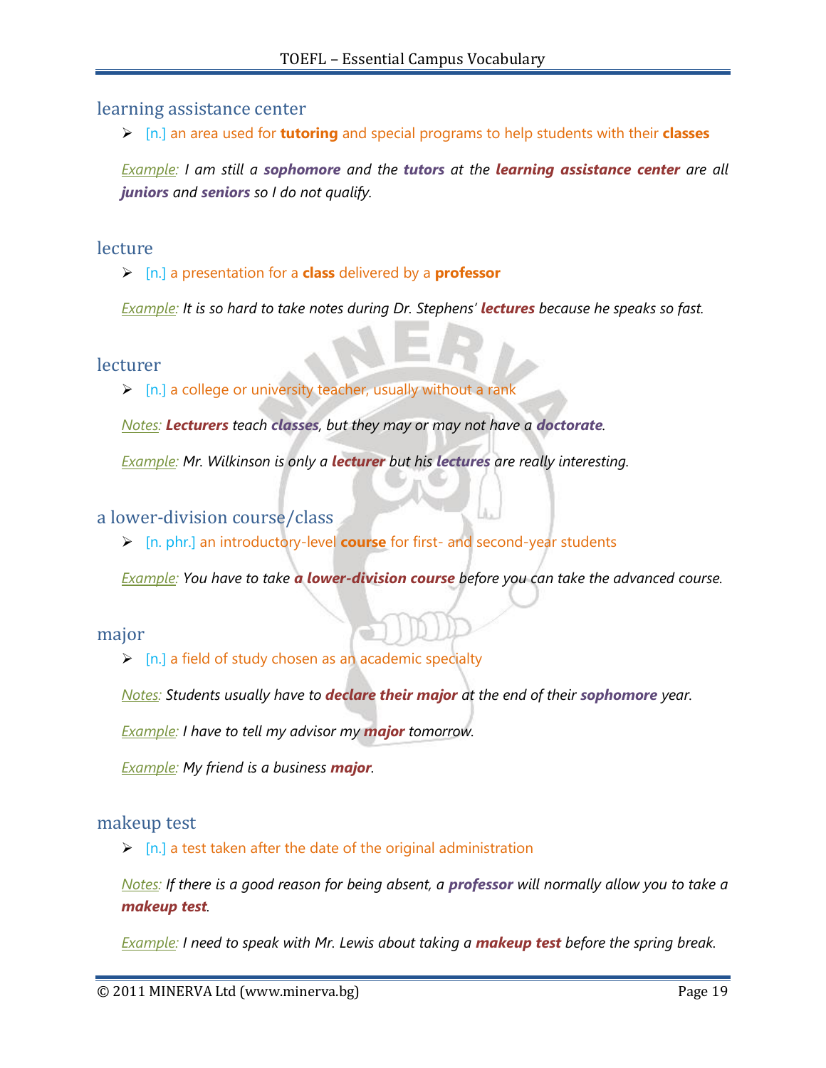## learning assistance center

- [n.] an area used for **tutoring** and special programs to help students with their **classes**

*Example:* *I am still a **sophomore** and the **tutors** at the **learning assistance center** are all **juniors** and **seniors** so I do not qualify.*

## lecture

- [n.] a presentation for a **class** delivered by a **professor**

*Example:* *It is so hard to take notes during Dr. Stephens' **lectures** because he speaks so fast.*

## lecturer

- [n.] a college or university teacher, usually without a rank

*Notes:* ***Lecturers** teach **classes**, but they may or may not have a **doctorate**.*

*Example:* *Mr. Wilkinson is only a **lecturer** but his **lectures** are really interesting.*

## a lower-division course/class

- [n. phr.] an introductory-level **course** for first- and second-year students

*Example:* *You have to take **a lower-division course** before you can take the advanced course.*

## major

- [n.] a field of study chosen as an academic specialty

*Notes:* *Students usually have to **declare their major** at the end of their **sophomore** year.*

*Example:* *I have to tell my advisor my **major** tomorrow.*

*Example:* *My friend is a business **major**.*

## makeup test

- [n.] a test taken after the date of the original administration

*Notes:* *If there is a good reason for being absent, a **professor** will normally allow you to take a **makeup test**.*

*Example:* *I need to speak with Mr. Lewis about taking a **makeup test** before the spring break.*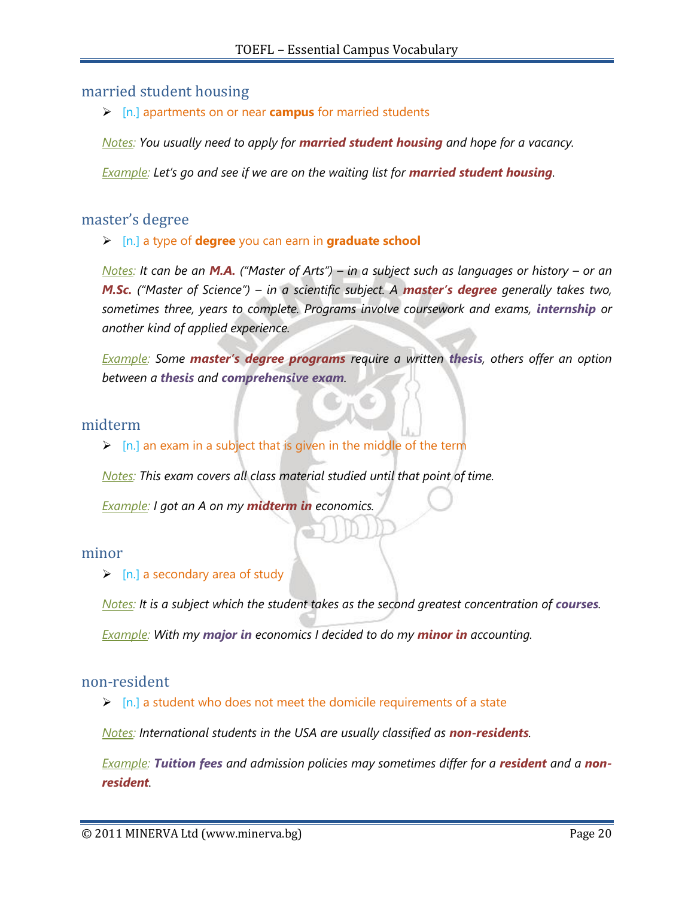## married student housing

- [n.] apartments on or near **campus** for married students

*Notes: You usually need to apply for **married student housing** and hope for a vacancy.*

*Example: Let's go and see if we are on the waiting list for **married student housing**.*

## master's degree

- [n.] a type of **degree** you can earn in **graduate school**

*Notes: It can be an **M.A.** ("Master of Arts") – in a subject such as languages or history – or an **M.Sc.** ("Master of Science") – in a scientific subject. A **master's degree** generally takes two, sometimes three, years to complete. Programs involve coursework and exams, **internship** or another kind of applied experience.*

*Example: Some **master's degree programs** require a written **thesis**, others offer an option between a **thesis** and **comprehensive exam**.*

## midterm

- [n.] an exam in a subject that is given in the middle of the term

*Notes: This exam covers all class material studied until that point of time.*

*Example: I got an A on my **midterm in** economics.*

## minor

- [n.] a secondary area of study

*Notes: It is a subject which the student takes as the second greatest concentration of **courses**.*

*Example: With my **major in** economics I decided to do my **minor in** accounting.*

## non-resident

- [n.] a student who does not meet the domicile requirements of a state

*Notes: International students in the USA are usually classified as **non-residents**.*

*Example: **Tuition fees** and admission policies may sometimes differ for a **resident** and a **non-resident**.*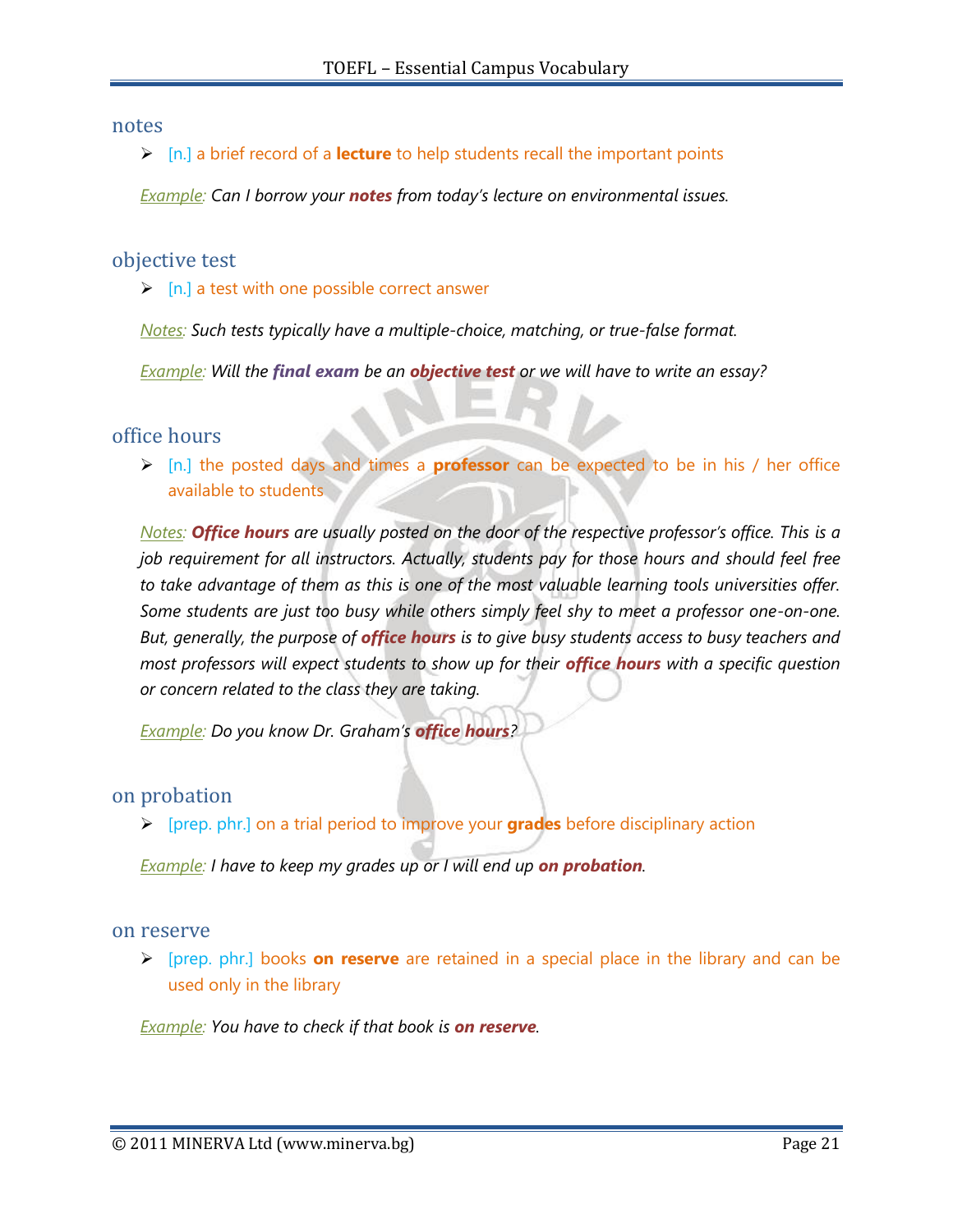## notes

- [n.] a brief record of a **lecture** to help students recall the important points

*Example: Can I borrow your **notes** from today's lecture on environmental issues.*

## objective test

- [n.] a test with one possible correct answer

*Notes: Such tests typically have a multiple-choice, matching, or true-false format.*

*Example: Will the **final exam** be an **objective test** or we will have to write an essay?*

## office hours

- [n.] the posted days and times a **professor** can be expected to be in his / her office available to students

*Notes: **Office hours** are usually posted on the door of the respective professor's office. This is a job requirement for all instructors. Actually, students pay for those hours and should feel free to take advantage of them as this is one of the most valuable learning tools universities offer. Some students are just too busy while others simply feel shy to meet a professor one-on-one. But, generally, the purpose of **office hours** is to give busy students access to busy teachers and most professors will expect students to show up for their **office hours** with a specific question or concern related to the class they are taking.*

*Example: Do you know Dr. Graham's **office hours**?*

## on probation

- [prep. phr.] on a trial period to improve your **grades** before disciplinary action

*Example: I have to keep my grades up or I will end up **on probation**.*

## on reserve

- [prep. phr.] books **on reserve** are retained in a special place in the library and can be used only in the library

*Example: You have to check if that book is **on reserve**.*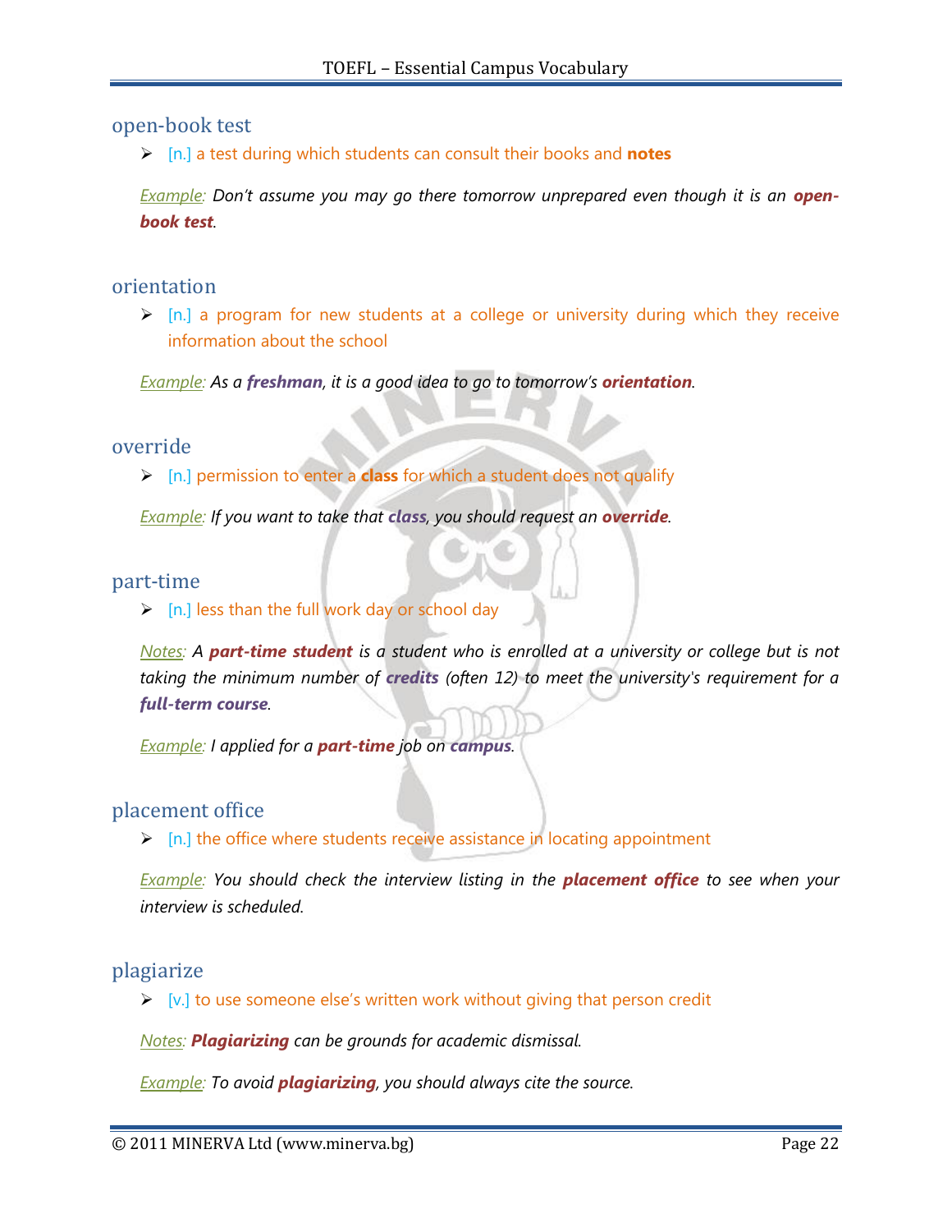## open-book test

- [n.] a test during which students can consult their books and **notes**

*Example: Don't assume you may go there tomorrow unprepared even though it is an* ***open-book test****.*

## orientation

- [n.] a program for new students at a college or university during which they receive information about the school

*Example: As a* ***freshman****, it is a good idea to go to tomorrow's* ***orientation****.*

## override

- [n.] permission to enter a **class** for which a student does not qualify

*Example: If you want to take that* ***class****, you should request an* ***override****.*

## part-time

- [n.] less than the full work day or school day

*Notes: A* ***part-time student*** *is a student who is enrolled at a university or college but is not taking the minimum number of* ***credits*** *(often 12) to meet the university's requirement for a* ***full-term course****.*

*Example: I applied for a* ***part-time*** *job on* ***campus****.*

## placement office

- [n.] the office where students receive assistance in locating appointment

*Example: You should check the interview listing in the* ***placement office*** *to see when your interview is scheduled.*

## plagiarize

- [v.] to use someone else's written work without giving that person credit

*Notes:* ***Plagiarizing*** *can be grounds for academic dismissal.*

*Example: To avoid* ***plagiarizing****, you should always cite the source.*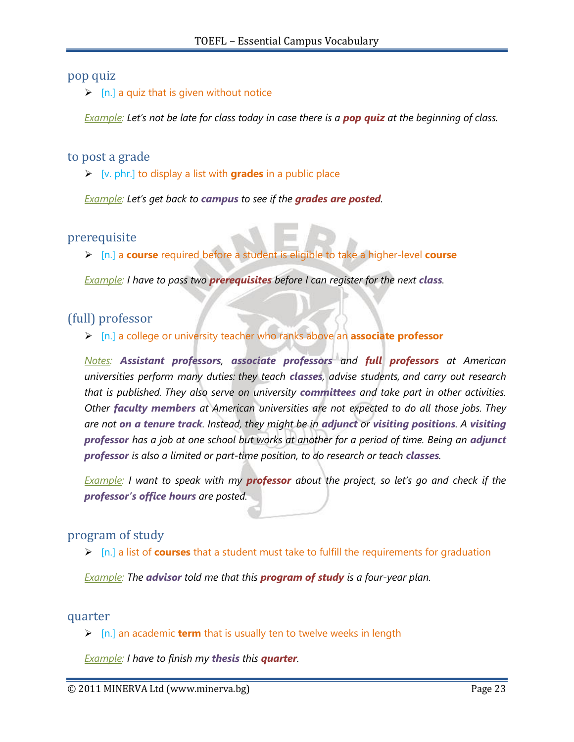## pop quiz

- [n.] a quiz that is given without notice

*Example: Let's not be late for class today in case there is a **pop quiz** at the beginning of class.*

## to post a grade

- [v. phr.] to display a list with **grades** in a public place

*Example: Let's get back to **campus** to see if the **grades are posted**.*

## prerequisite

- [n.] a **course** required before a student is eligible to take a higher-level **course**

*Example: I have to pass two **prerequisites** before I can register for the next **class**.*

## (full) professor

- [n.] a college or university teacher who ranks above an **associate professor**

*Notes: **Assistant professors**, **associate professors** and **full professors** at American universities perform many duties: they teach **classes**, advise students, and carry out research that is published. They also serve on university **committees** and take part in other activities. Other **faculty members** at American universities are not expected to do all those jobs. They are not **on a tenure track**. Instead, they might be in **adjunct** or **visiting positions**. A **visiting professor** has a job at one school but works at another for a period of time. Being an **adjunct professor** is also a limited or part-time position, to do research or teach **classes**.*

*Example: I want to speak with my **professor** about the project, so let's go and check if the **professor's office hours** are posted.*

## program of study

- [n.] a list of **courses** that a student must take to fulfill the requirements for graduation

*Example: The **advisor** told me that this **program of study** is a four-year plan.*

## quarter

- [n.] an academic **term** that is usually ten to twelve weeks in length

*Example: I have to finish my **thesis** this **quarter**.*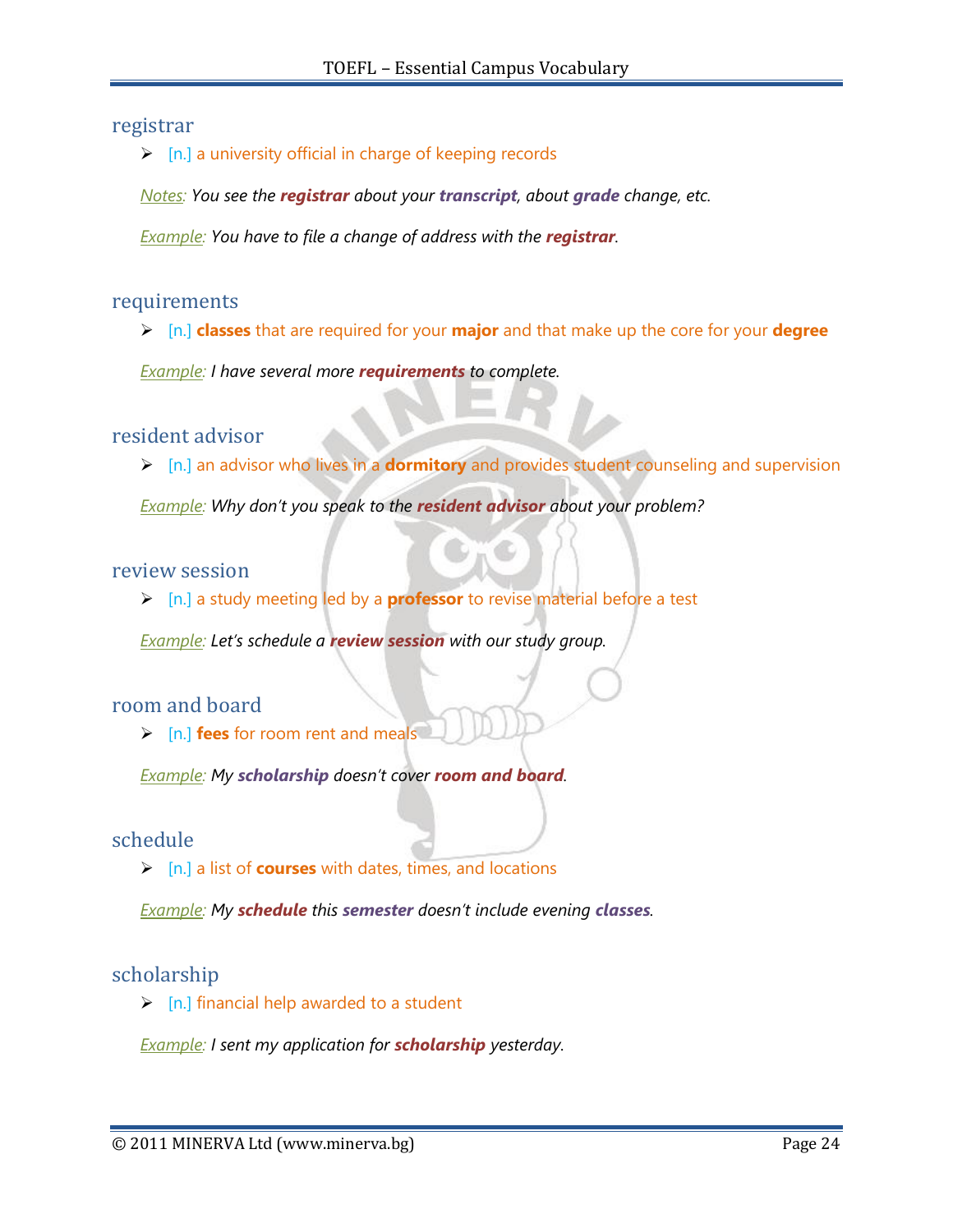## registrar

- [n.] a university official in charge of keeping records

*Notes: You see the **registrar** about your **transcript**, about **grade** change, etc.*

*Example: You have to file a change of address with the **registrar**.*

## requirements

- [n.] **classes** that are required for your **major** and that make up the core for your **degree**

*Example: I have several more **requirements** to complete.*

## resident advisor

- [n.] an advisor who lives in a **dormitory** and provides student counseling and supervision

*Example: Why don't you speak to the **resident advisor** about your problem?*

## review session

- [n.] a study meeting led by a **professor** to revise material before a test

*Example: Let's schedule a **review session** with our study group.*

## room and board

- [n.] **fees** for room rent and meals

*Example: My **scholarship** doesn't cover **room and board**.*

## schedule

- [n.] a list of **courses** with dates, times, and locations

*Example: My **schedule** this **semester** doesn't include evening **classes**.*

## scholarship

- [n.] financial help awarded to a student

*Example: I sent my application for **scholarship** yesterday.*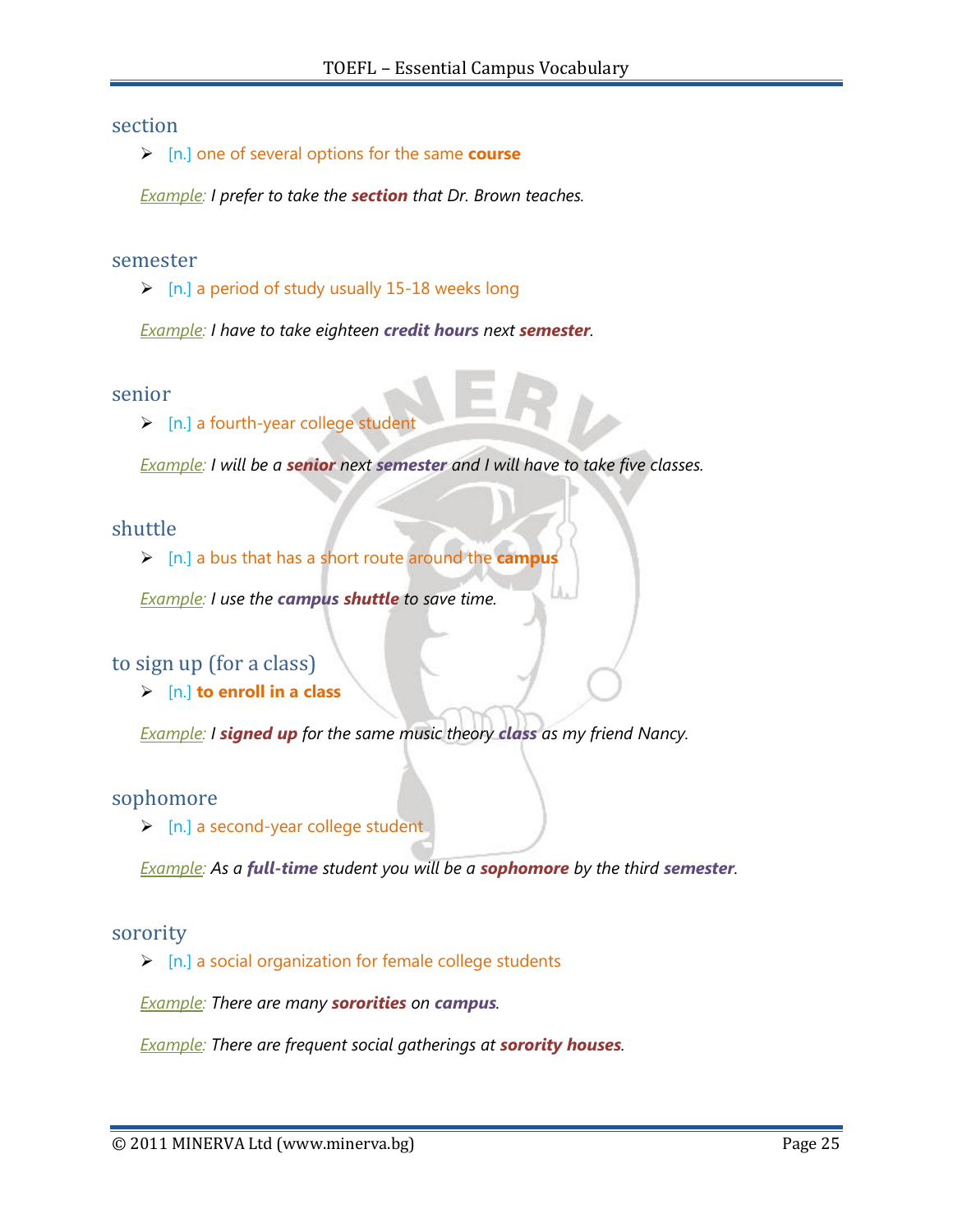## section

- [n.] one of several options for the same **course**

*Example: I prefer to take the **section** that Dr. Brown teaches.*

## semester

- [n.] a period of study usually 15-18 weeks long

*Example: I have to take eighteen **credit hours** next **semester**.*

## senior

- [n.] a fourth-year college student

*Example: I will be a **senior** next **semester** and I will have to take five classes.*

## shuttle

- [n.] a bus that has a short route around the **campus**

*Example: I use the **campus shuttle** to save time.*

## to sign up (for a class)

- [n.] **to enroll in a class**

*Example: I **signed up** for the same music theory **class** as my friend Nancy.*

## sophomore

- [n.] a second-year college student

*Example: As a **full-time** student you will be a **sophomore** by the third **semester**.*

## sorority

- [n.] a social organization for female college students

*Example: There are many **sororities** on **campus**.*

*Example: There are frequent social gatherings at **sorority houses**.*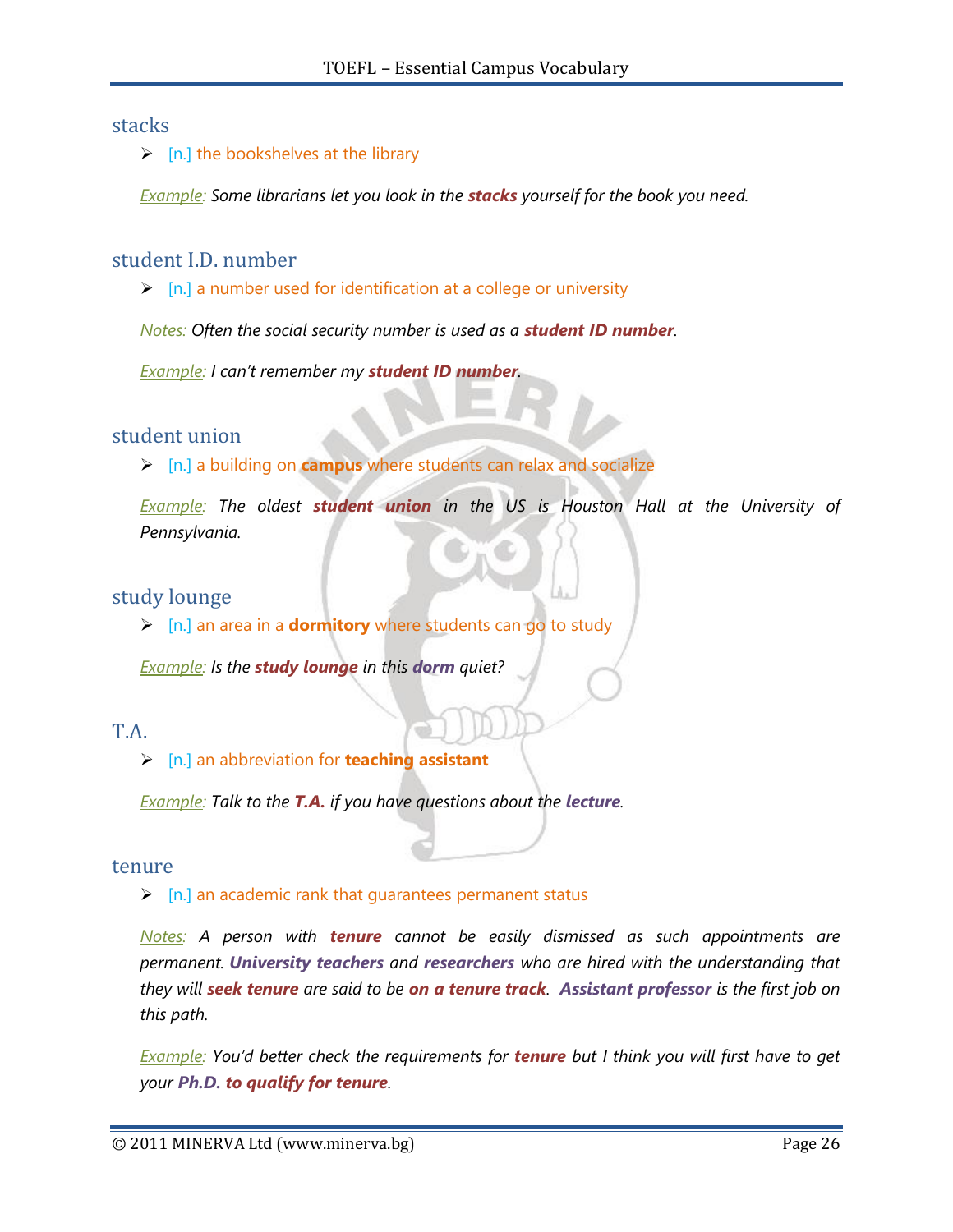## stacks

- [n.] the bookshelves at the library

*Example: Some librarians let you look in the **stacks** yourself for the book you need.*

## student I.D. number

- [n.] a number used for identification at a college or university

*Notes: Often the social security number is used as a **student ID number**.*

*Example: I can't remember my **student ID number**.*

## student union

- [n.] a building on **campus** where students can relax and socialize

*Example: The oldest **student union** in the US is Houston Hall at the University of Pennsylvania.*

## study lounge

- [n.] an area in a **dormitory** where students can go to study

*Example: Is the **study lounge** in this **dorm** quiet?*

## T.A.

- [n.] an abbreviation for **teaching assistant**

*Example: Talk to the **T.A.** if you have questions about the **lecture**.*

## tenure

- [n.] an academic rank that guarantees permanent status

*Notes: A person with **tenure** cannot be easily dismissed as such appointments are permanent. **University teachers** and **researchers** who are hired with the understanding that they will **seek tenure** are said to be **on a tenure track**. **Assistant professor** is the first job on this path.*

*Example: You'd better check the requirements for **tenure** but I think you will first have to get your **Ph.D. to qualify for tenure**.*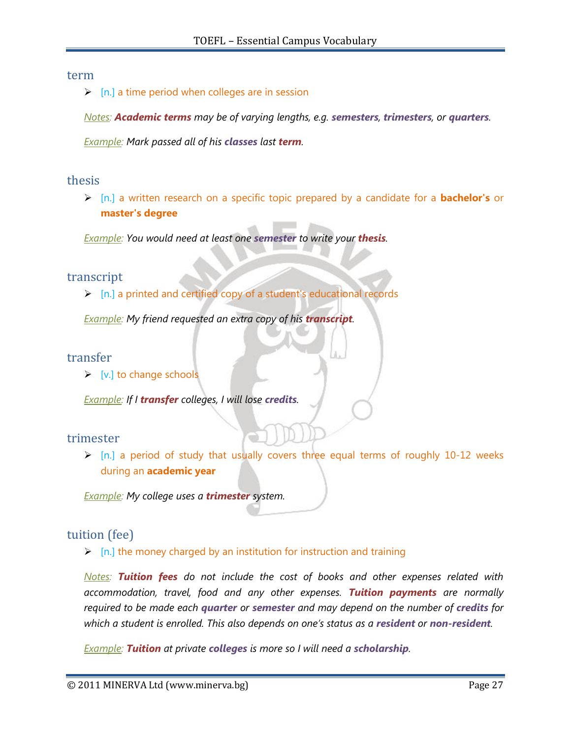## term

- [n.] a time period when colleges are in session

*Notes: **Academic terms** may be of varying lengths, e.g. **semesters**, **trimesters**, or **quarters**.*

*Example: Mark passed all of his **classes** last **term**.*

## thesis

- [n.] a written research on a specific topic prepared by a candidate for a **bachelor's** or **master's degree**

*Example: You would need at least one **semester** to write your **thesis**.*

## transcript

- [n.] a printed and certified copy of a student's educational records

*Example: My friend requested an extra copy of his **transcript**.*

## transfer

- [v.] to change schools

*Example: If I **transfer** colleges, I will lose **credits**.*

## trimester

- [n.] a period of study that usually covers three equal terms of roughly 10-12 weeks during an **academic year**

*Example: My college uses a **trimester** system.*

## tuition (fee)

- [n.] the money charged by an institution for instruction and training

*Notes: **Tuition fees** do not include the cost of books and other expenses related with accommodation, travel, food and any other expenses. **Tuition payments** are normally required to be made each **quarter** or **semester** and may depend on the number of **credits** for which a student is enrolled. This also depends on one's status as a **resident** or **non-resident**.*

*Example: **Tuition** at private **colleges** is more so I will need a **scholarship**.*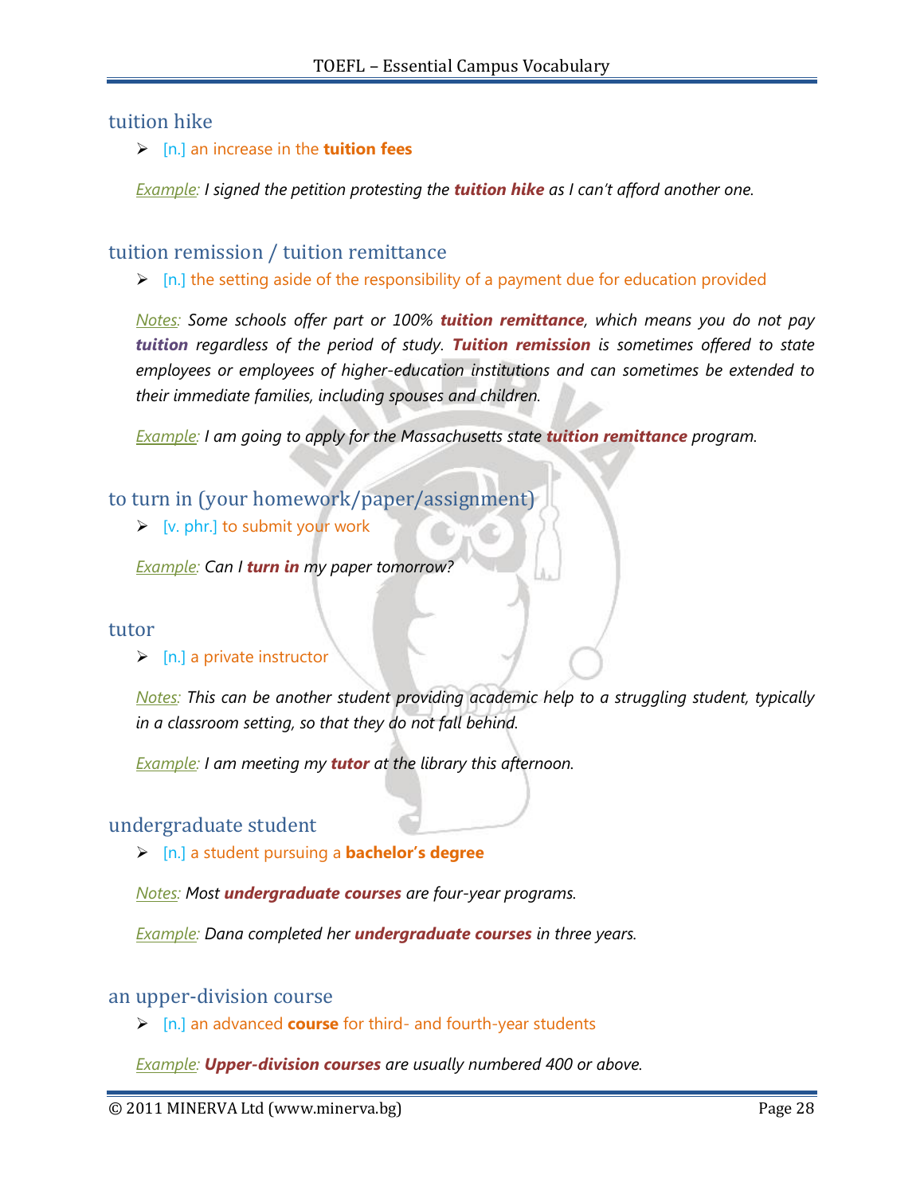## tuition hike

- [n.] an increase in the **tuition fees**

*Example: I signed the petition protesting the **tuition hike** as I can't afford another one.*

## tuition remission / tuition remittance

- [n.] the setting aside of the responsibility of a payment due for education provided

*Notes: Some schools offer part or 100% **tuition remittance**, which means you do not pay **tuition** regardless of the period of study. **Tuition remission** is sometimes offered to state employees or employees of higher-education institutions and can sometimes be extended to their immediate families, including spouses and children.*

*Example: I am going to apply for the Massachusetts state **tuition remittance** program.*

## to turn in (your homework/paper/assignment)

- [v. phr.] to submit your work

*Example: Can I **turn in** my paper tomorrow?*

## tutor

- [n.] a private instructor

*Notes: This can be another student providing academic help to a struggling student, typically in a classroom setting, so that they do not fall behind.*

*Example: I am meeting my **tutor** at the library this afternoon.*

## undergraduate student

- [n.] a student pursuing a **bachelor's degree**

*Notes: Most **undergraduate courses** are four-year programs.*

*Example: Dana completed her **undergraduate courses** in three years.*

## an upper-division course

- [n.] an advanced **course** for third- and fourth-year students

*Example: **Upper-division courses** are usually numbered 400 or above.*